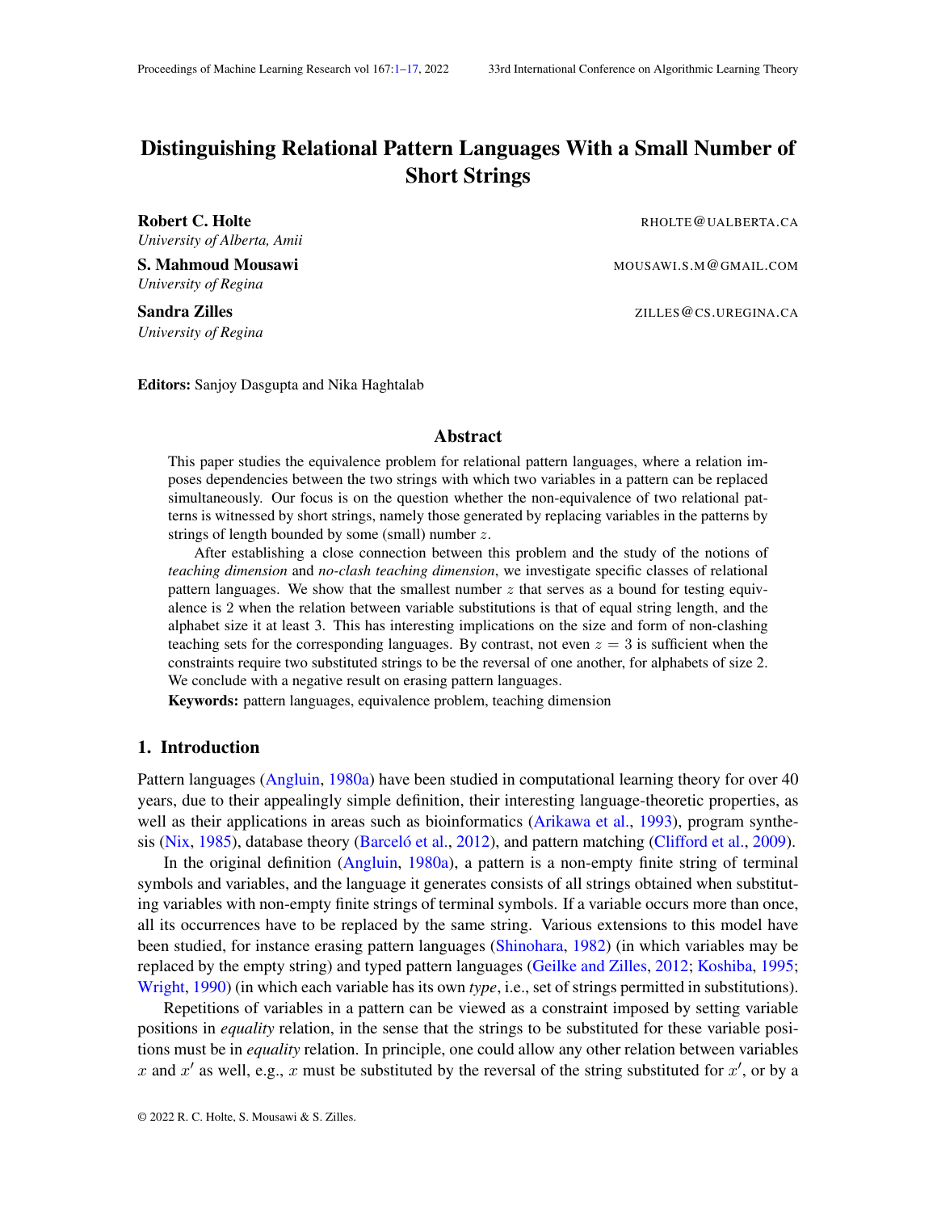# Distinguishing Relational Pattern Languages With a Small Number of Short Strings

**Robert C. Holte** RHOLTE@UALBERTA.CA
*University of Alberta, Amii*

**S. Mahmoud Mousawi** MOUSAWI.S.M@GMAIL.COM
*University of Regina*

**Sandra Zilles** ZILLES@CS.UREGINA.CA
*University of Regina*

**Editors:** Sanjoy Dasgupta and Nika Haghtalab

## Abstract

This paper studies the equivalence problem for relational pattern languages, where a relation imposes dependencies between the two strings with which two variables in a pattern can be replaced simultaneously. Our focus is on the question whether the non-equivalence of two relational patterns is witnessed by short strings, namely those generated by replacing variables in the patterns by strings of length bounded by some (small) number $z$.

After establishing a close connection between this problem and the study of the notions of *teaching dimension* and *no-clash teaching dimension*, we investigate specific classes of relational pattern languages. We show that the smallest number $z$ that serves as a bound for testing equivalence is 2 when the relation between variable substitutions is that of equal string length, and the alphabet size it at least 3. This has interesting implications on the size and form of non-clashing teaching sets for the corresponding languages. By contrast, not even $z = 3$ is sufficient when the constraints require two substituted strings to be the reversal of one another, for alphabets of size 2. We conclude with a negative result on erasing pattern languages.

**Keywords:** pattern languages, equivalence problem, teaching dimension

## 1. Introduction

Pattern languages (Angluin, 1980a) have been studied in computational learning theory for over 40 years, due to their appealingly simple definition, their interesting language-theoretic properties, as well as their applications in areas such as bioinformatics (Arikawa et al., 1993), program synthesis (Nix, 1985), database theory (Barceló et al., 2012), and pattern matching (Clifford et al., 2009).

In the original definition (Angluin, 1980a), a pattern is a non-empty finite string of terminal symbols and variables, and the language it generates consists of all strings obtained when substituting variables with non-empty finite strings of terminal symbols. If a variable occurs more than once, all its occurrences have to be replaced by the same string. Various extensions to this model have been studied, for instance erasing pattern languages (Shinohara, 1982) (in which variables may be replaced by the empty string) and typed pattern languages (Geilke and Zilles, 2012; Koshiba, 1995; Wright, 1990) (in which each variable has its own *type*, i.e., set of strings permitted in substitutions).

Repetitions of variables in a pattern can be viewed as a constraint imposed by setting variable positions in *equality* relation, in the sense that the strings to be substituted for these variable positions must be in *equality* relation. In principle, one could allow any other relation between variables $x$ and $x'$ as well, e.g., $x$ must be substituted by the reversal of the string substituted for $x'$, or by a

© 2022 R. C. Holte, S. Mousawi & S. Zilles.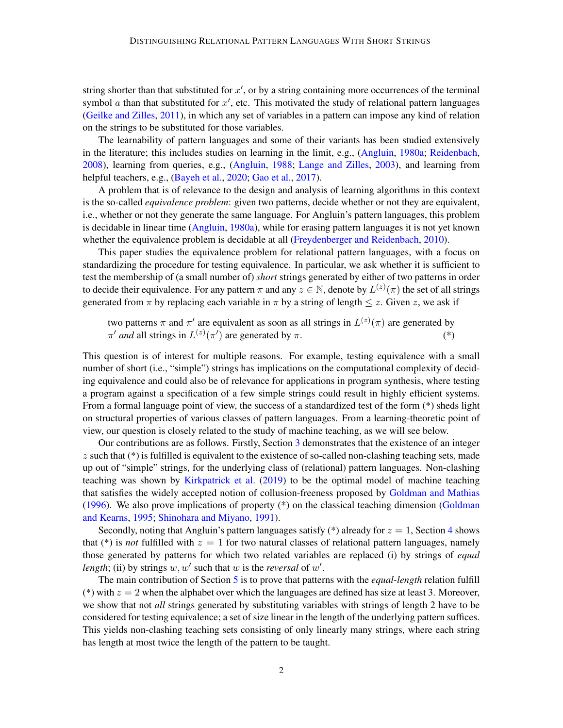string shorter than that substituted for $x'$, or by a string containing more occurrences of the terminal symbol $a$ than that substituted for $x'$, etc. This motivated the study of relational pattern languages (Geilke and Zilles, 2011), in which any set of variables in a pattern can impose any kind of relation on the strings to be substituted for those variables.

The learnability of pattern languages and some of their variants has been studied extensively in the literature; this includes studies on learning in the limit, e.g., (Angluin, 1980a; Reidenbach, 2008), learning from queries, e.g., (Angluin, 1988; Lange and Zilles, 2003), and learning from helpful teachers, e.g., (Bayeh et al., 2020; Gao et al., 2017).

A problem that is of relevance to the design and analysis of learning algorithms in this context is the so-called *equivalence problem*: given two patterns, decide whether or not they are equivalent, i.e., whether or not they generate the same language. For Angluin's pattern languages, this problem is decidable in linear time (Angluin, 1980a), while for erasing pattern languages it is not yet known whether the equivalence problem is decidable at all (Freydenberger and Reidenbach, 2010).

This paper studies the equivalence problem for relational pattern languages, with a focus on standardizing the procedure for testing equivalence. In particular, we ask whether it is sufficient to test the membership of (a small number of) *short* strings generated by either of two patterns in order to decide their equivalence. For any pattern $\pi$ and any $z \in \mathbb{N}$, denote by $L^{(z)}(\pi)$ the set of all strings generated from $\pi$ by replacing each variable in $\pi$ by a string of length $\leq z$. Given $z$, we ask if

> two patterns $\pi$ and $\pi'$ are equivalent as soon as all strings in $L^{(z)}(\pi)$ are generated by $\pi'$ *and* all strings in $L^{(z)}(\pi')$ are generated by $\pi$. (*)

This question is of interest for multiple reasons. For example, testing equivalence with a small number of short (i.e., "simple") strings has implications on the computational complexity of deciding equivalence and could also be of relevance for applications in program synthesis, where testing a program against a specification of a few simple strings could result in highly efficient systems. From a formal language point of view, the success of a standardized test of the form (*) sheds light on structural properties of various classes of pattern languages. From a learning-theoretic point of view, our question is closely related to the study of machine teaching, as we will see below.

Our contributions are as follows. Firstly, Section 3 demonstrates that the existence of an integer $z$ such that (*) is fulfilled is equivalent to the existence of so-called non-clashing teaching sets, made up out of "simple" strings, for the underlying class of (relational) pattern languages. Non-clashing teaching was shown by Kirkpatrick et al. (2019) to be the optimal model of machine teaching that satisfies the widely accepted notion of collusion-freeness proposed by Goldman and Mathias (1996). We also prove implications of property (*) on the classical teaching dimension (Goldman and Kearns, 1995; Shinohara and Miyano, 1991).

Secondly, noting that Angluin's pattern languages satisfy (*) already for $z = 1$, Section 4 shows that (*) is *not* fulfilled with $z = 1$ for two natural classes of relational pattern languages, namely those generated by patterns for which two related variables are replaced (i) by strings of *equal length*; (ii) by strings $w, w'$ such that $w$ is the *reversal* of $w'$.

The main contribution of Section 5 is to prove that patterns with the *equal-length* relation fulfill (*) with $z = 2$ when the alphabet over which the languages are defined has size at least 3. Moreover, we show that not *all* strings generated by substituting variables with strings of length 2 have to be considered for testing equivalence; a set of size linear in the length of the underlying pattern suffices. This yields non-clashing teaching sets consisting of only linearly many strings, where each string has length at most twice the length of the pattern to be taught.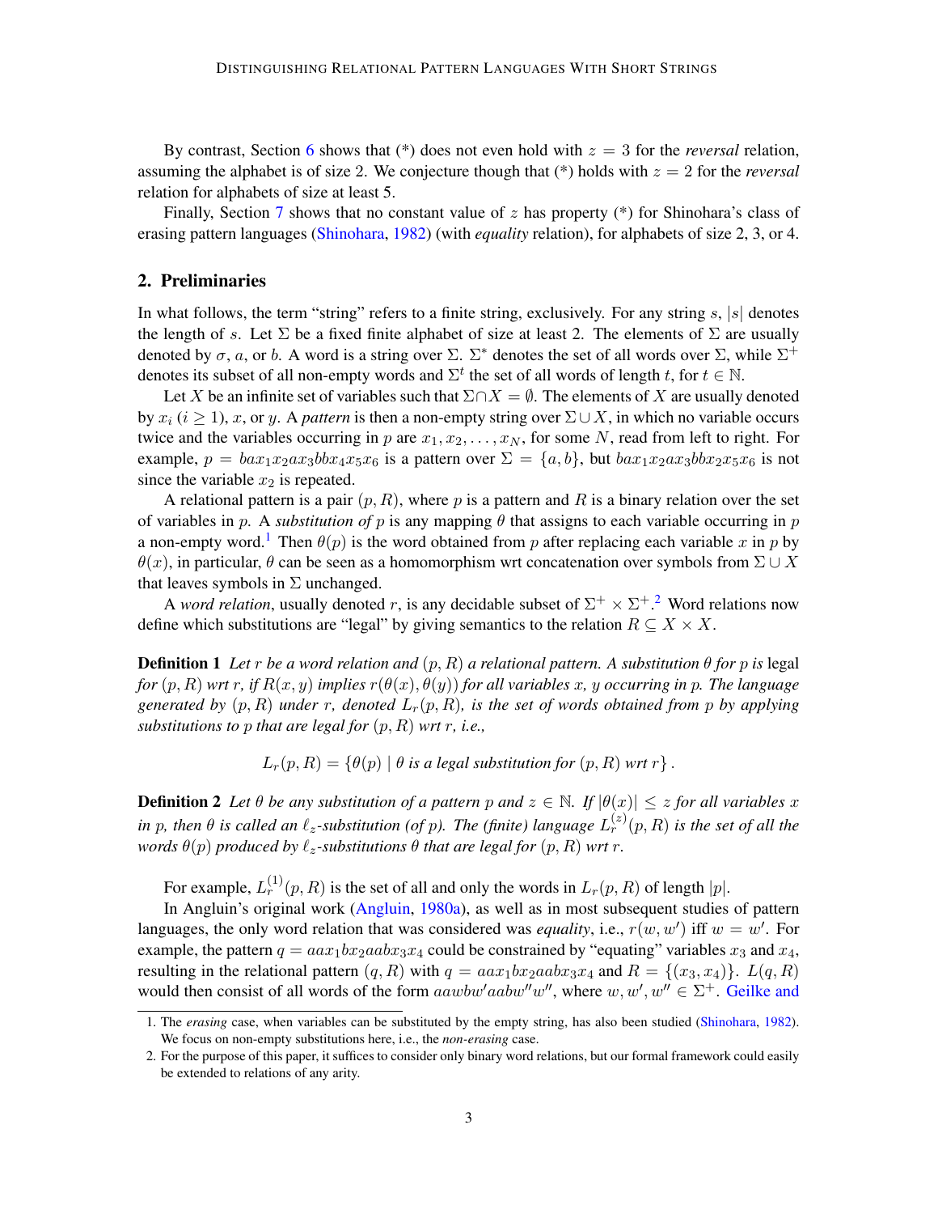By contrast, Section 6 shows that (*) does not even hold with $z = 3$ for the *reversal* relation, assuming the alphabet is of size 2. We conjecture though that (*) holds with $z = 2$ for the *reversal* relation for alphabets of size at least 5.

Finally, Section 7 shows that no constant value of $z$ has property (*) for Shinohara's class of erasing pattern languages (Shinohara, 1982) (with *equality* relation), for alphabets of size 2, 3, or 4.

## 2. Preliminaries

In what follows, the term "string" refers to a finite string, exclusively. For any string $s$, $|s|$ denotes the length of $s$. Let $\Sigma$ be a fixed finite alphabet of size at least 2. The elements of $\Sigma$ are usually denoted by $\sigma$, $a$, or $b$. A word is a string over $\Sigma$. $\Sigma^*$ denotes the set of all words over $\Sigma$, while $\Sigma^+$ denotes its subset of all non-empty words and $\Sigma^t$ the set of all words of length $t$, for $t \in \mathbb{N}$.

Let $X$ be an infinite set of variables such that $\Sigma \cap X = \emptyset$. The elements of $X$ are usually denoted by $x_i$ ($i \geq 1$), $x$, or $y$. A *pattern* is then a non-empty string over $\Sigma \cup X$, in which no variable occurs twice and the variables occurring in $p$ are $x_1, x_2, \ldots, x_N$, for some $N$, read from left to right. For example, $p = bax_1x_2ax_3bbx_4x_5x_6$ is a pattern over $\Sigma = \{a, b\}$, but $bax_1x_2ax_3bbx_2x_5x_6$ is not since the variable $x_2$ is repeated.

A relational pattern is a pair $(p, R)$, where $p$ is a pattern and $R$ is a binary relation over the set of variables in $p$. A *substitution of* $p$ is any mapping $\theta$ that assigns to each variable occurring in $p$ a non-empty word.[1] Then $\theta(p)$ is the word obtained from $p$ after replacing each variable $x$ in $p$ by $\theta(x)$, in particular, $\theta$ can be seen as a homomorphism wrt concatenation over symbols from $\Sigma \cup X$ that leaves symbols in $\Sigma$ unchanged.

A *word relation*, usually denoted $r$, is any decidable subset of $\Sigma^+ \times \Sigma^+$.[2] Word relations now define which substitutions are "legal" by giving semantics to the relation $R \subseteq X \times X$.

**Definition 1** *Let $r$ be a word relation and $(p, R)$ a relational pattern. A substitution $\theta$ for $p$ is* legal *for $(p, R)$ wrt $r$, if $R(x, y)$ implies $r(\theta(x), \theta(y))$ for all variables $x$, $y$ occurring in $p$. The language generated by $(p, R)$ under $r$, denoted $L_r(p, R)$, is the set of words obtained from $p$ by applying substitutions to $p$ that are legal for $(p, R)$ wrt $r$, i.e.,*

$$L_r(p, R) = \{\theta(p) \mid \theta \text{ is a legal substitution for } (p, R) \text{ wrt } r\} .$$

**Definition 2** *Let $\theta$ be any substitution of a pattern $p$ and $z \in \mathbb{N}$. If $|\theta(x)| \leq z$ for all variables $x$ in $p$, then $\theta$ is called an $\ell_z$-substitution (of $p$). The (finite) language $L_r^{(z)}(p, R)$ is the set of all the words $\theta(p)$ produced by $\ell_z$-substitutions $\theta$ that are legal for $(p, R)$ wrt $r$.*

For example, $L_r^{(1)}(p, R)$ is the set of all and only the words in $L_r(p, R)$ of length $|p|$.

In Angluin's original work (Angluin, 1980a), as well as in most subsequent studies of pattern languages, the only word relation that was considered was *equality*, i.e., $r(w, w')$ iff $w = w'$. For example, the pattern $q = aax_1bx_2aabx_3x_4$ could be constrained by "equating" variables $x_3$ and $x_4$, resulting in the relational pattern $(q, R)$ with $q = aax_1bx_2aabx_3x_4$ and $R = \{(x_3, x_4)\}$. $L(q, R)$ would then consist of all words of the form $aawbw'aabw''w''$, where $w, w', w'' \in \Sigma^+$. Geilke and

1. The *erasing* case, when variables can be substituted by the empty string, has also been studied (Shinohara, 1982). We focus on non-empty substitutions here, i.e., the *non-erasing* case.

2. For the purpose of this paper, it suffices to consider only binary word relations, but our formal framework could easily be extended to relations of any arity.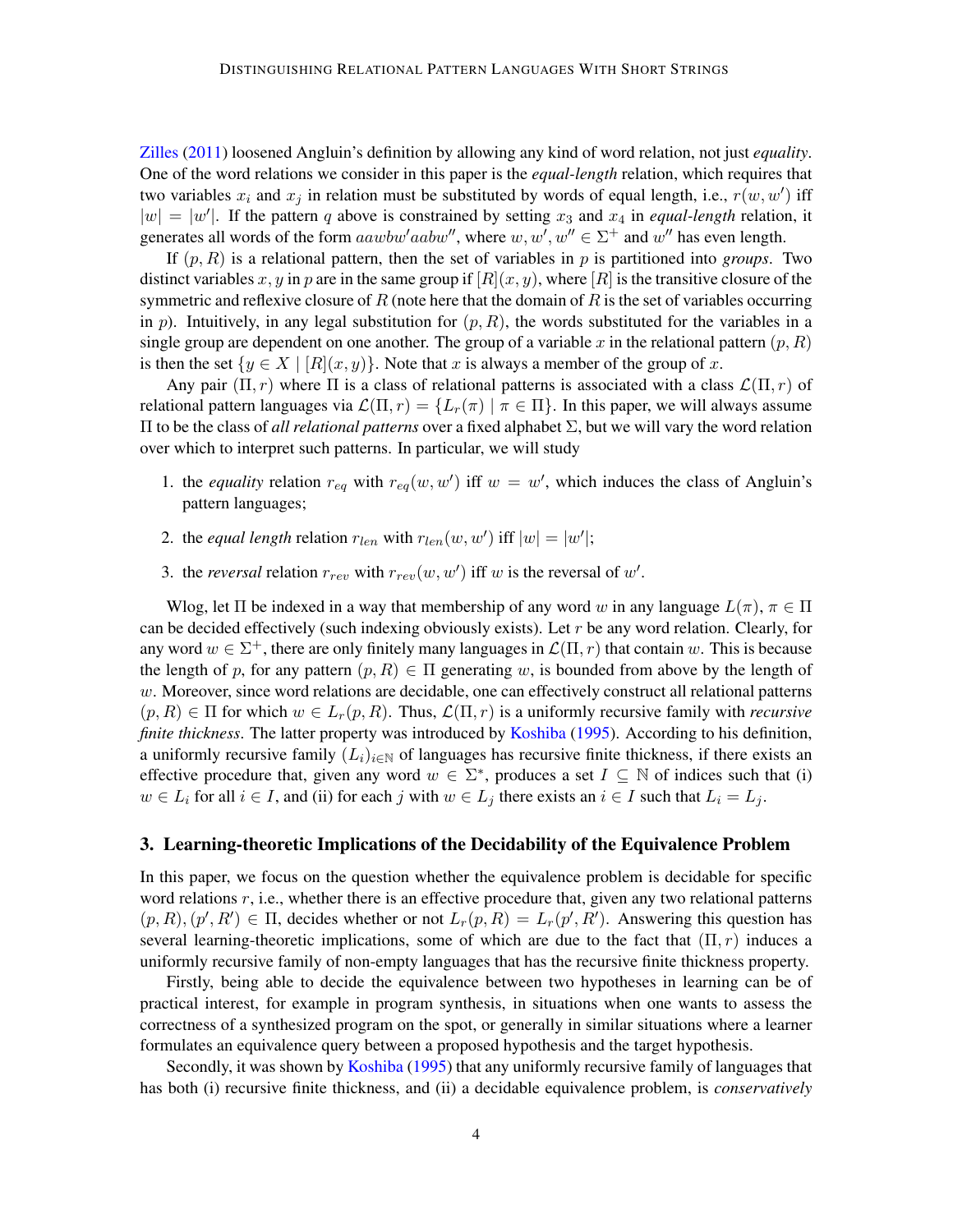Zilles (2011) loosened Angluin's definition by allowing any kind of word relation, not just *equality*. One of the word relations we consider in this paper is the *equal-length* relation, which requires that two variables $x_i$ and $x_j$ in relation must be substituted by words of equal length, i.e., $r(w, w')$ iff $|w| = |w'|$. If the pattern $q$ above is constrained by setting $x_3$ and $x_4$ in *equal-length* relation, it generates all words of the form $aawbw'aabw''$, where $w, w', w'' \in \Sigma^+$ and $w''$ has even length.

If $(p, R)$ is a relational pattern, then the set of variables in $p$ is partitioned into ***groups***. Two distinct variables $x, y$ in $p$ are in the same group if $[R](x, y)$, where $[R]$ is the transitive closure of the symmetric and reflexive closure of $R$ (note here that the domain of $R$ is the set of variables occurring in $p$). Intuitively, in any legal substitution for $(p, R)$, the words substituted for the variables in a single group are dependent on one another. The group of a variable $x$ in the relational pattern $(p, R)$ is then the set $\{y \in X \mid [R](x, y)\}$. Note that $x$ is always a member of the group of $x$.

Any pair $(\Pi, r)$ where $\Pi$ is a class of relational patterns is associated with a class $\mathcal{L}(\Pi, r)$ of relational pattern languages via $\mathcal{L}(\Pi, r) = \{L_r(\pi) \mid \pi \in \Pi\}$. In this paper, we will always assume $\Pi$ to be the class of *all relational patterns* over a fixed alphabet $\Sigma$, but we will vary the word relation over which to interpret such patterns. In particular, we will study

1. the *equality* relation $r_{eq}$ with $r_{eq}(w, w')$ iff $w = w'$, which induces the class of Angluin's pattern languages;
2. the *equal length* relation $r_{len}$ with $r_{len}(w, w')$ iff $|w| = |w'|$;
3. the *reversal* relation $r_{rev}$ with $r_{rev}(w, w')$ iff $w$ is the reversal of $w'$.

Wlog, let $\Pi$ be indexed in a way that membership of any word $w$ in any language $L(\pi)$, $\pi \in \Pi$ can be decided effectively (such indexing obviously exists). Let $r$ be any word relation. Clearly, for any word $w \in \Sigma^+$, there are only finitely many languages in $\mathcal{L}(\Pi, r)$ that contain $w$. This is because the length of $p$, for any pattern $(p, R) \in \Pi$ generating $w$, is bounded from above by the length of $w$. Moreover, since word relations are decidable, one can effectively construct all relational patterns $(p, R) \in \Pi$ for which $w \in L_r(p, R)$. Thus, $\mathcal{L}(\Pi, r)$ is a uniformly recursive family with *recursive finite thickness*. The latter property was introduced by Koshiba (1995). According to his definition, a uniformly recursive family $(L_i)_{i \in \mathbb{N}}$ of languages has recursive finite thickness, if there exists an effective procedure that, given any word $w \in \Sigma^*$, produces a set $I \subseteq \mathbb{N}$ of indices such that (i) $w \in L_i$ for all $i \in I$, and (ii) for each $j$ with $w \in L_j$ there exists an $i \in I$ such that $L_i = L_j$.

## 3. Learning-theoretic Implications of the Decidability of the Equivalence Problem

In this paper, we focus on the question whether the equivalence problem is decidable for specific word relations $r$, i.e., whether there is an effective procedure that, given any two relational patterns $(p, R), (p', R') \in \Pi$, decides whether or not $L_r(p, R) = L_r(p', R')$. Answering this question has several learning-theoretic implications, some of which are due to the fact that $(\Pi, r)$ induces a uniformly recursive family of non-empty languages that has the recursive finite thickness property.

Firstly, being able to decide the equivalence between two hypotheses in learning can be of practical interest, for example in program synthesis, in situations when one wants to assess the correctness of a synthesized program on the spot, or generally in similar situations where a learner formulates an equivalence query between a proposed hypothesis and the target hypothesis.

Secondly, it was shown by Koshiba (1995) that any uniformly recursive family of languages that has both (i) recursive finite thickness, and (ii) a decidable equivalence problem, is *conservatively*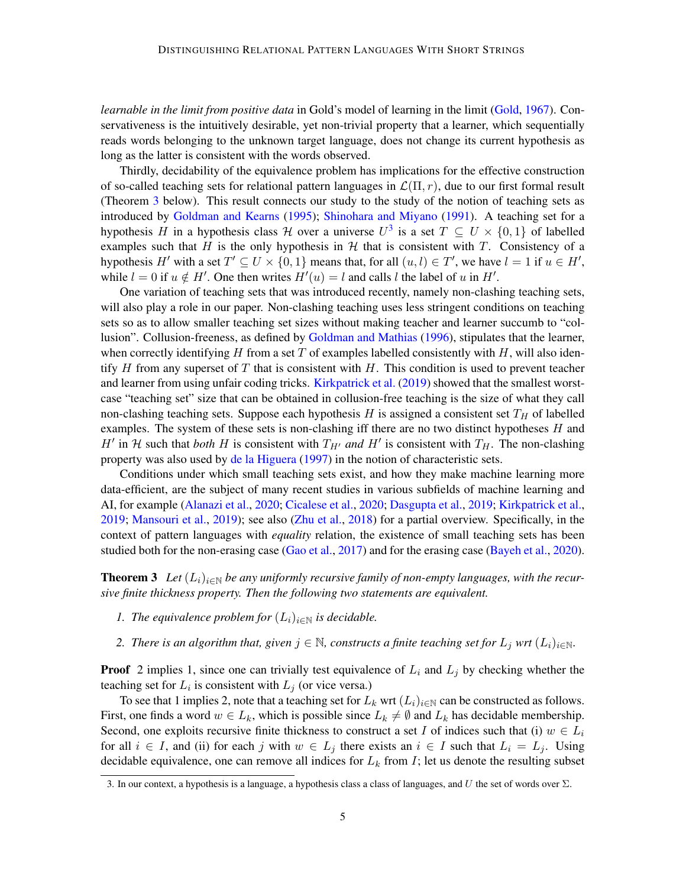*learnable in the limit from positive data* in Gold's model of learning in the limit (Gold, 1967). Conservativeness is the intuitively desirable, yet non-trivial property that a learner, which sequentially reads words belonging to the unknown target language, does not change its current hypothesis as long as the latter is consistent with the words observed.

Thirdly, decidability of the equivalence problem has implications for the effective construction of so-called teaching sets for relational pattern languages in $\mathcal{L}(\Pi, r)$, due to our first formal result (Theorem 3 below). This result connects our study to the study of the notion of teaching sets as introduced by Goldman and Kearns (1995); Shinohara and Miyano (1991). A teaching set for a hypothesis $H$ in a hypothesis class $\mathcal{H}$ over a universe $U$[3] is a set $T \subseteq U \times \{0, 1\}$ of labelled examples such that $H$ is the only hypothesis in $\mathcal{H}$ that is consistent with $T$. Consistency of a hypothesis $H'$ with a set $T' \subseteq U \times \{0, 1\}$ means that, for all $(u, l) \in T'$, we have $l = 1$ if $u \in H'$, while $l = 0$ if $u \notin H'$. One then writes $H'(u) = l$ and calls $l$ the label of $u$ in $H'$.

One variation of teaching sets that was introduced recently, namely non-clashing teaching sets, will also play a role in our paper. Non-clashing teaching uses less stringent conditions on teaching sets so as to allow smaller teaching set sizes without making teacher and learner succumb to "collusion". Collusion-freeness, as defined by Goldman and Mathias (1996), stipulates that the learner, when correctly identifying $H$ from a set $T$ of examples labelled consistently with $H$, will also identify $H$ from any superset of $T$ that is consistent with $H$. This condition is used to prevent teacher and learner from using unfair coding tricks. Kirkpatrick et al. (2019) showed that the smallest worst-case "teaching set" size that can be obtained in collusion-free teaching is the size of what they call non-clashing teaching sets. Suppose each hypothesis $H$ is assigned a consistent set $T_H$ of labelled examples. The system of these sets is non-clashing iff there are no two distinct hypotheses $H$ and $H'$ in $\mathcal{H}$ such that *both* $H$ is consistent with $T_{H'}$ *and* $H'$ is consistent with $T_H$. The non-clashing property was also used by de la Higuera (1997) in the notion of characteristic sets.

Conditions under which small teaching sets exist, and how they make machine learning more data-efficient, are the subject of many recent studies in various subfields of machine learning and AI, for example (Alanazi et al., 2020; Cicalese et al., 2020; Dasgupta et al., 2019; Kirkpatrick et al., 2019; Mansouri et al., 2019); see also (Zhu et al., 2018) for a partial overview. Specifically, in the context of pattern languages with *equality* relation, the existence of small teaching sets has been studied both for the non-erasing case (Gao et al., 2017) and for the erasing case (Bayeh et al., 2020).

**Theorem 3** *Let $(L_i)_{i \in \mathbb{N}}$ be any uniformly recursive family of non-empty languages, with the recursive finite thickness property. Then the following two statements are equivalent.*

1. *The equivalence problem for $(L_i)_{i \in \mathbb{N}}$ is decidable.*
2. *There is an algorithm that, given $j \in \mathbb{N}$, constructs a finite teaching set for $L_j$ wrt $(L_i)_{i \in \mathbb{N}}$.*

**Proof** 2 implies 1, since one can trivially test equivalence of $L_i$ and $L_j$ by checking whether the teaching set for $L_i$ is consistent with $L_j$ (or vice versa.)

To see that 1 implies 2, first, note that a teaching set for $L_k$ wrt $(L_i)_{i \in \mathbb{N}}$ can be constructed as follows. First, one finds a word $w \in L_k$, which is possible since $L_k \neq \emptyset$ and $L_k$ has decidable membership. Second, one exploits recursive finite thickness to construct a set $I$ of indices such that (i) $w \in L_i$ for all $i \in I$, and (ii) for each $j$ with $w \in L_j$ there exists an $i \in I$ such that $L_i = L_j$. Using decidable equivalence, one can remove all indices for $L_k$ from $I$; let us denote the resulting subset

3. In our context, a hypothesis is a language, a hypothesis class a class of languages, and $U$ the set of words over $\Sigma$.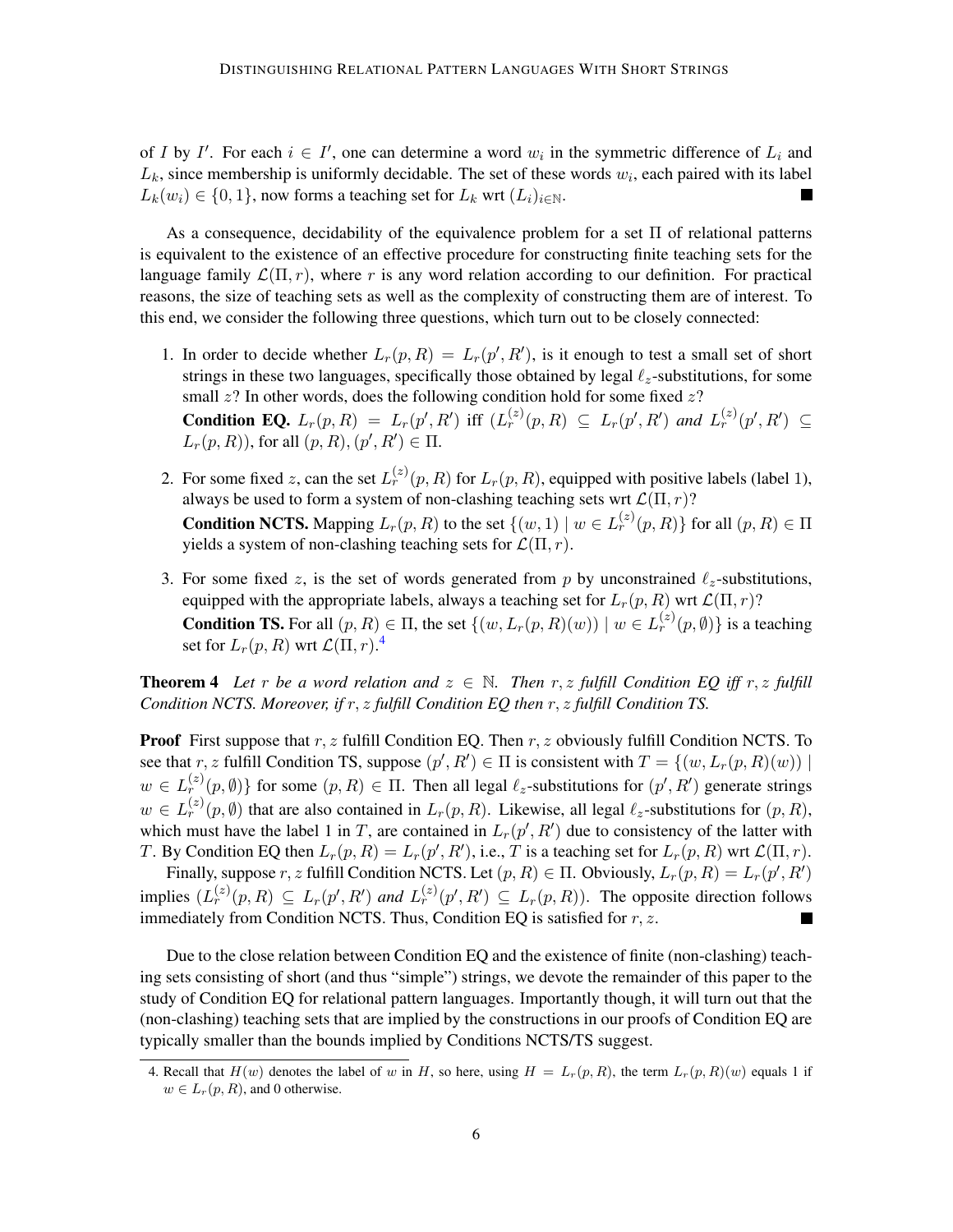of $I$ by $I'$. For each $i \in I'$, one can determine a word $w_i$ in the symmetric difference of $L_i$ and $L_k$, since membership is uniformly decidable. The set of these words $w_i$, each paired with its label $L_k(w_i) \in \{0, 1\}$, now forms a teaching set for $L_k$ wrt $(L_i)_{i \in \mathbb{N}}$. ■

As a consequence, decidability of the equivalence problem for a set $\Pi$ of relational patterns is equivalent to the existence of an effective procedure for constructing finite teaching sets for the language family $\mathcal{L}(\Pi, r)$, where $r$ is any word relation according to our definition. For practical reasons, the size of teaching sets as well as the complexity of constructing them are of interest. To this end, we consider the following three questions, which turn out to be closely connected:

1. In order to decide whether $L_r(p, R) = L_r(p', R')$, is it enough to test a small set of short strings in these two languages, specifically those obtained by legal $\ell_z$-substitutions, for some small $z$? In other words, does the following condition hold for some fixed $z$?
   **Condition EQ.** $L_r(p, R) = L_r(p', R')$ iff ($L_r^{(z)}(p, R) \subseteq L_r(p', R')$ *and* $L_r^{(z)}(p', R') \subseteq L_r(p, R)$), for all $(p, R), (p', R') \in \Pi$.

2. For some fixed $z$, can the set $L_r^{(z)}(p, R)$ for $L_r(p, R)$, equipped with positive labels (label 1), always be used to form a system of non-clashing teaching sets wrt $\mathcal{L}(\Pi, r)$?
   **Condition NCTS.** Mapping $L_r(p, R)$ to the set $\{(w, 1) \mid w \in L_r^{(z)}(p, R)\}$ for all $(p, R) \in \Pi$ yields a system of non-clashing teaching sets for $\mathcal{L}(\Pi, r)$.

3. For some fixed $z$, is the set of words generated from $p$ by unconstrained $\ell_z$-substitutions, equipped with the appropriate labels, always a teaching set for $L_r(p, R)$ wrt $\mathcal{L}(\Pi, r)$?
   **Condition TS.** For all $(p, R) \in \Pi$, the set $\{(w, L_r(p, R)(w)) \mid w \in L_r^{(z)}(p, \emptyset)\}$ is a teaching set for $L_r(p, R)$ wrt $\mathcal{L}(\Pi, r)$.[4]

**Theorem 4** *Let $r$ be a word relation and $z \in \mathbb{N}$. Then $r, z$ fulfill Condition EQ iff $r, z$ fulfill Condition NCTS. Moreover, if $r, z$ fulfill Condition EQ then $r, z$ fulfill Condition TS.*

**Proof** First suppose that $r, z$ fulfill Condition EQ. Then $r, z$ obviously fulfill Condition NCTS. To see that $r, z$ fulfill Condition TS, suppose $(p', R') \in \Pi$ is consistent with $T = \{(w, L_r(p, R)(w)) \mid w \in L_r^{(z)}(p, \emptyset)\}$ for some $(p, R) \in \Pi$. Then all legal $\ell_z$-substitutions for $(p', R')$ generate strings $w \in L_r^{(z)}(p, \emptyset)$ that are also contained in $L_r(p, R)$. Likewise, all legal $\ell_z$-substitutions for $(p, R)$, which must have the label 1 in $T$, are contained in $L_r(p', R')$ due to consistency of the latter with $T$. By Condition EQ then $L_r(p, R) = L_r(p', R')$, i.e., $T$ is a teaching set for $L_r(p, R)$ wrt $\mathcal{L}(\Pi, r)$.

Finally, suppose $r, z$ fulfill Condition NCTS. Let $(p, R) \in \Pi$. Obviously, $L_r(p, R) = L_r(p', R')$ implies ($L_r^{(z)}(p, R) \subseteq L_r(p', R')$ *and* $L_r^{(z)}(p', R') \subseteq L_r(p, R)$). The opposite direction follows immediately from Condition NCTS. Thus, Condition EQ is satisfied for $r, z$. ■

Due to the close relation between Condition EQ and the existence of finite (non-clashing) teaching sets consisting of short (and thus "simple") strings, we devote the remainder of this paper to the study of Condition EQ for relational pattern languages. Importantly though, it will turn out that the (non-clashing) teaching sets that are implied by the constructions in our proofs of Condition EQ are typically smaller than the bounds implied by Conditions NCTS/TS suggest.

4. Recall that $H(w)$ denotes the label of $w$ in $H$, so here, using $H = L_r(p, R)$, the term $L_r(p, R)(w)$ equals 1 if $w \in L_r(p, R)$, and 0 otherwise.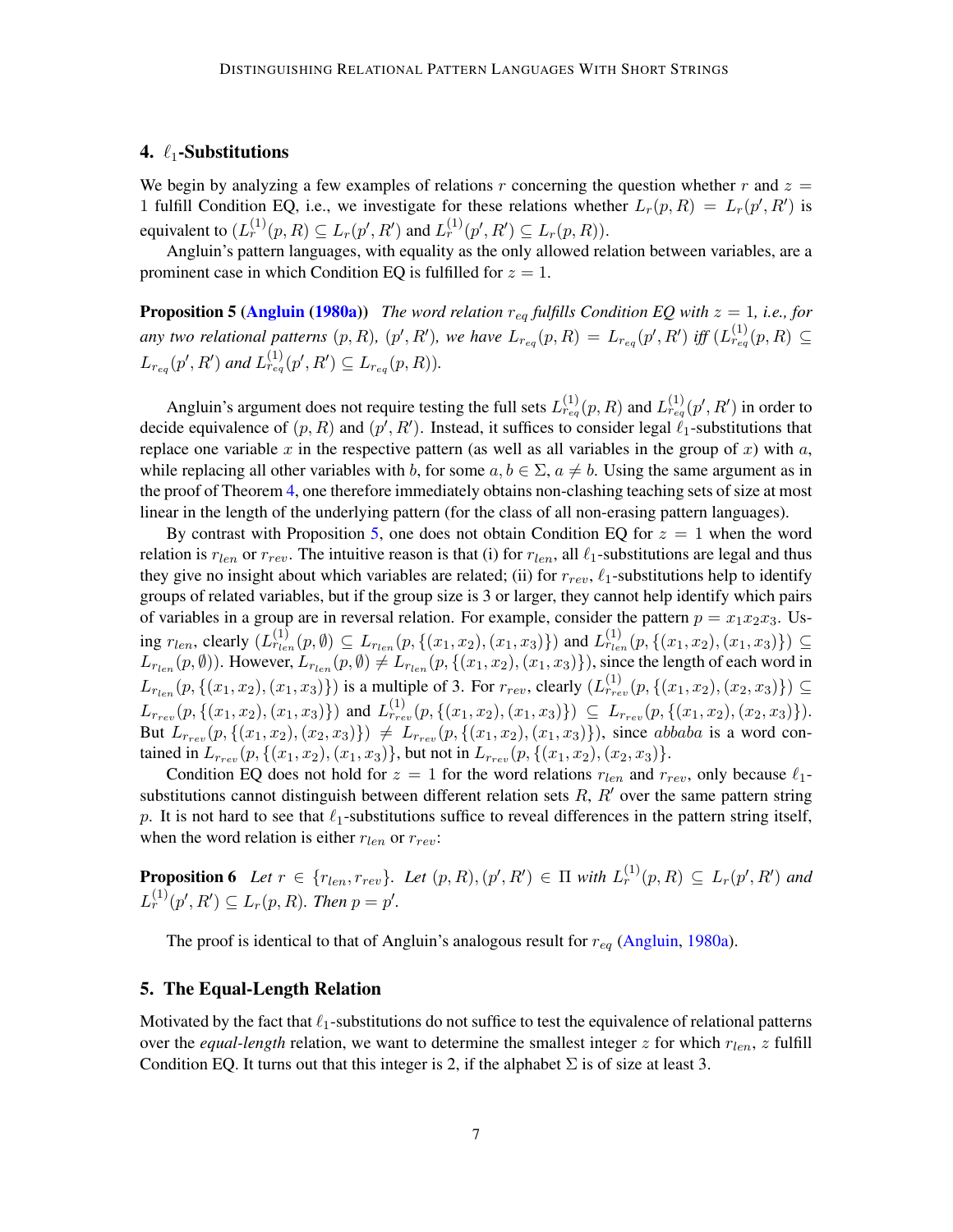## 4. $\ell_1$-Substitutions

We begin by analyzing a few examples of relations $r$ concerning the question whether $r$ and $z = 1$ fulfill Condition EQ, i.e., we investigate for these relations whether $L_r(p, R) = L_r(p', R')$ is equivalent to $(L_r^{(1)}(p, R) \subseteq L_r(p', R')$ and $L_r^{(1)}(p', R') \subseteq L_r(p, R))$.

Angluin's pattern languages, with equality as the only allowed relation between variables, are a prominent case in which Condition EQ is fulfilled for $z = 1$.

**Proposition 5 (Angluin (1980a))** *The word relation $r_{eq}$ fulfills Condition EQ with $z = 1$, i.e., for any two relational patterns $(p, R)$, $(p', R')$, we have $L_{r_{eq}}(p, R) = L_{r_{eq}}(p', R')$ iff $(L_{r_{eq}}^{(1)}(p, R) \subseteq L_{r_{eq}}(p', R')$ and $L_{r_{eq}}^{(1)}(p', R') \subseteq L_{r_{eq}}(p, R))$.*

Angluin's argument does not require testing the full sets $L_{r_{eq}}^{(1)}(p, R)$ and $L_{r_{eq}}^{(1)}(p', R')$ in order to decide equivalence of $(p, R)$ and $(p', R')$. Instead, it suffices to consider legal $\ell_1$-substitutions that replace one variable $x$ in the respective pattern (as well as all variables in the group of $x$) with $a$, while replacing all other variables with $b$, for some $a, b \in \Sigma$, $a \neq b$. Using the same argument as in the proof of Theorem 4, one therefore immediately obtains non-clashing teaching sets of size at most linear in the length of the underlying pattern (for the class of all non-erasing pattern languages).

By contrast with Proposition 5, one does not obtain Condition EQ for $z = 1$ when the word relation is $r_{len}$ or $r_{rev}$. The intuitive reason is that (i) for $r_{len}$, all $\ell_1$-substitutions are legal and thus they give no insight about which variables are related; (ii) for $r_{rev}$, $\ell_1$-substitutions help to identify groups of related variables, but if the group size is 3 or larger, they cannot help identify which pairs of variables in a group are in reversal relation. For example, consider the pattern $p = x_1x_2x_3$. Using $r_{len}$, clearly $(L_{r_{len}}^{(1)}(p, \emptyset) \subseteq L_{r_{len}}(p, \{(x_1, x_2), (x_1, x_3)\})$ and $L_{r_{len}}^{(1)}(p, \{(x_1, x_2), (x_1, x_3)\}) \subseteq L_{r_{len}}(p, \emptyset))$. However, $L_{r_{len}}(p, \emptyset) \neq L_{r_{len}}(p, \{(x_1, x_2), (x_1, x_3)\})$, since the length of each word in $L_{r_{len}}(p, \{(x_1, x_2), (x_1, x_3)\})$ is a multiple of 3. For $r_{rev}$, clearly $(L_{r_{rev}}^{(1)}(p, \{(x_1, x_2), (x_2, x_3)\}) \subseteq L_{r_{rev}}(p, \{(x_1, x_2), (x_1, x_3)\})$ and $L_{r_{rev}}^{(1)}(p, \{(x_1, x_2), (x_1, x_3)\}) \subseteq L_{r_{rev}}(p, \{(x_1, x_2), (x_2, x_3)\})$. But $L_{r_{rev}}(p, \{(x_1, x_2), (x_2, x_3)\}) \neq L_{r_{rev}}(p, \{(x_1, x_2), (x_1, x_3)\})$, since $abbaba$ is a word contained in $L_{r_{rev}}(p, \{(x_1, x_2), (x_1, x_3)\}$, but not in $L_{r_{rev}}(p, \{(x_1, x_2), (x_2, x_3)\}$.

Condition EQ does not hold for $z = 1$ for the word relations $r_{len}$ and $r_{rev}$, only because $\ell_1$-substitutions cannot distinguish between different relation sets $R$, $R'$ over the same pattern string $p$. It is not hard to see that $\ell_1$-substitutions suffice to reveal differences in the pattern string itself, when the word relation is either $r_{len}$ or $r_{rev}$:

**Proposition 6** *Let $r \in \{r_{len}, r_{rev}\}$. Let $(p, R), (p', R') \in \Pi$ with $L_r^{(1)}(p, R) \subseteq L_r(p', R')$ and $L_r^{(1)}(p', R') \subseteq L_r(p, R)$. Then $p = p'$.*

The proof is identical to that of Angluin's analogous result for $r_{eq}$ (Angluin, 1980a).

## 5. The Equal-Length Relation

Motivated by the fact that $\ell_1$-substitutions do not suffice to test the equivalence of relational patterns over the *equal-length* relation, we want to determine the smallest integer $z$ for which $r_{len}$, $z$ fulfill Condition EQ. It turns out that this integer is 2, if the alphabet $\Sigma$ is of size at least 3.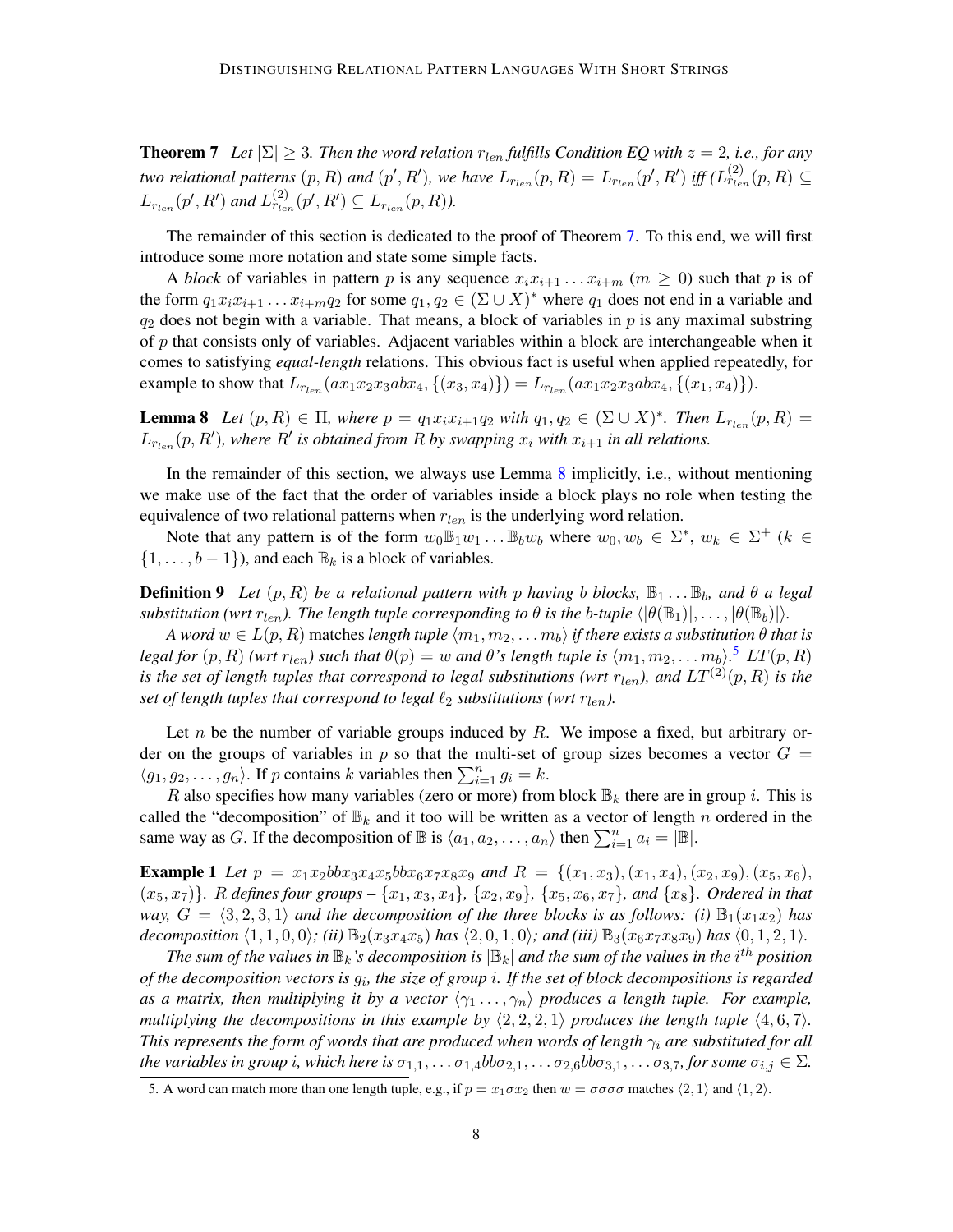**Theorem 7** *Let $|\Sigma| \geq 3$. Then the word relation $r_{len}$ fulfills Condition EQ with $z = 2$, i.e., for any two relational patterns $(p, R)$ and $(p', R')$, we have $L_{r_{len}}(p, R) = L_{r_{len}}(p', R')$ iff ($L^{(2)}_{r_{len}}(p, R) \subseteq L_{r_{len}}(p', R')$ and $L^{(2)}_{r_{len}}(p', R') \subseteq L_{r_{len}}(p, R)$).*

The remainder of this section is dedicated to the proof of Theorem 7. To this end, we will first introduce some more notation and state some simple facts.

A *block* of variables in pattern $p$ is any sequence $x_i x_{i+1} \dots x_{i+m}$ ($m \geq 0$) such that $p$ is of the form $q_1 x_i x_{i+1} \dots x_{i+m} q_2$ for some $q_1, q_2 \in (\Sigma \cup X)^*$ where $q_1$ does not end in a variable and $q_2$ does not begin with a variable. That means, a block of variables in $p$ is any maximal substring of $p$ that consists only of variables. Adjacent variables within a block are interchangeable when it comes to satisfying *equal-length* relations. This obvious fact is useful when applied repeatedly, for example to show that $L_{r_{len}}(ax_1x_2x_3abx_4, \{(x_3, x_4)\}) = L_{r_{len}}(ax_1x_2x_3abx_4, \{(x_1, x_4)\})$.

**Lemma 8** *Let $(p, R) \in \Pi$, where $p = q_1 x_i x_{i+1} q_2$ with $q_1, q_2 \in (\Sigma \cup X)^*$. Then $L_{r_{len}}(p, R) = L_{r_{len}}(p, R')$, where $R'$ is obtained from $R$ by swapping $x_i$ with $x_{i+1}$ in all relations.*

In the remainder of this section, we always use Lemma 8 implicitly, i.e., without mentioning we make use of the fact that the order of variables inside a block plays no role when testing the equivalence of two relational patterns when $r_{len}$ is the underlying word relation.

Note that any pattern is of the form $w_0 \mathbb{B}_1 w_1 \dots \mathbb{B}_b w_b$ where $w_0, w_b \in \Sigma^*$, $w_k \in \Sigma^+$ ($k \in \{1, \dots, b-1\}$), and each $\mathbb{B}_k$ is a block of variables.

**Definition 9** *Let $(p, R)$ be a relational pattern with $p$ having $b$ blocks, $\mathbb{B}_1 \dots \mathbb{B}_b$, and $\theta$ a legal substitution (wrt $r_{len}$). The length tuple corresponding to $\theta$ is the $b$-tuple $\langle |\theta(\mathbb{B}_1)|, \dots, |\theta(\mathbb{B}_b)| \rangle$.*

*A word $w \in L(p, R)$* matches *length tuple $\langle m_1, m_2, \dots m_b \rangle$ if there exists a substitution $\theta$ that is legal for $(p, R)$ (wrt $r_{len}$) such that $\theta(p) = w$ and $\theta$'s length tuple is $\langle m_1, m_2, \dots m_b \rangle$.*[5] *$LT(p, R)$ is the set of length tuples that correspond to legal substitutions (wrt $r_{len}$), and $LT^{(2)}(p, R)$ is the set of length tuples that correspond to legal $\ell_2$ substitutions (wrt $r_{len}$).*

Let $n$ be the number of variable groups induced by $R$. We impose a fixed, but arbitrary order on the groups of variables in $p$ so that the multi-set of group sizes becomes a vector $G = \langle g_1, g_2, \dots, g_n \rangle$. If $p$ contains $k$ variables then $\sum_{i=1}^{n} g_i = k$.

$R$ also specifies how many variables (zero or more) from block $\mathbb{B}_k$ there are in group $i$. This is called the "decomposition" of $\mathbb{B}_k$ and it too will be written as a vector of length $n$ ordered in the same way as $G$. If the decomposition of $\mathbb{B}$ is $\langle a_1, a_2, \dots, a_n \rangle$ then $\sum_{i=1}^{n} a_i = |\mathbb{B}|$.

**Example 1** *Let $p = x_1x_2bbx_3x_4x_5bbx_6x_7x_8x_9$ and $R = \{(x_1, x_3), (x_1, x_4), (x_2, x_9), (x_5, x_6), (x_5, x_7)\}$. $R$ defines four groups – $\{x_1, x_3, x_4\}$, $\{x_2, x_9\}$, $\{x_5, x_6, x_7\}$, and $\{x_8\}$. Ordered in that way, $G = \langle 3, 2, 3, 1 \rangle$ and the decomposition of the three blocks is as follows: (i) $\mathbb{B}_1(x_1x_2)$ has decomposition $\langle 1, 1, 0, 0 \rangle$; (ii) $\mathbb{B}_2(x_3x_4x_5)$ has $\langle 2, 0, 1, 0 \rangle$; and (iii) $\mathbb{B}_3(x_6x_7x_8x_9)$ has $\langle 0, 1, 2, 1 \rangle$.*

*The sum of the values in $\mathbb{B}_k$'s decomposition is $|\mathbb{B}_k|$ and the sum of the values in the $i^{th}$ position of the decomposition vectors is $g_i$, the size of group $i$. If the set of block decompositions is regarded as a matrix, then multiplying it by a vector $\langle \gamma_1 \dots, \gamma_n \rangle$ produces a length tuple. For example, multiplying the decompositions in this example by $\langle 2, 2, 2, 1 \rangle$ produces the length tuple $\langle 4, 6, 7 \rangle$. This represents the form of words that are produced when words of length $\gamma_i$ are substituted for all the variables in group $i$, which here is $\sigma_{1,1}, \dots \sigma_{1,4} bb \sigma_{2,1}, \dots \sigma_{2,6} bb \sigma_{3,1}, \dots \sigma_{3,7}$, for some $\sigma_{i,j} \in \Sigma$.*

[5] A word can match more than one length tuple, e.g., if $p = x_1 \sigma x_2$ then $w = \sigma\sigma\sigma\sigma$ matches $\langle 2, 1 \rangle$ and $\langle 1, 2 \rangle$.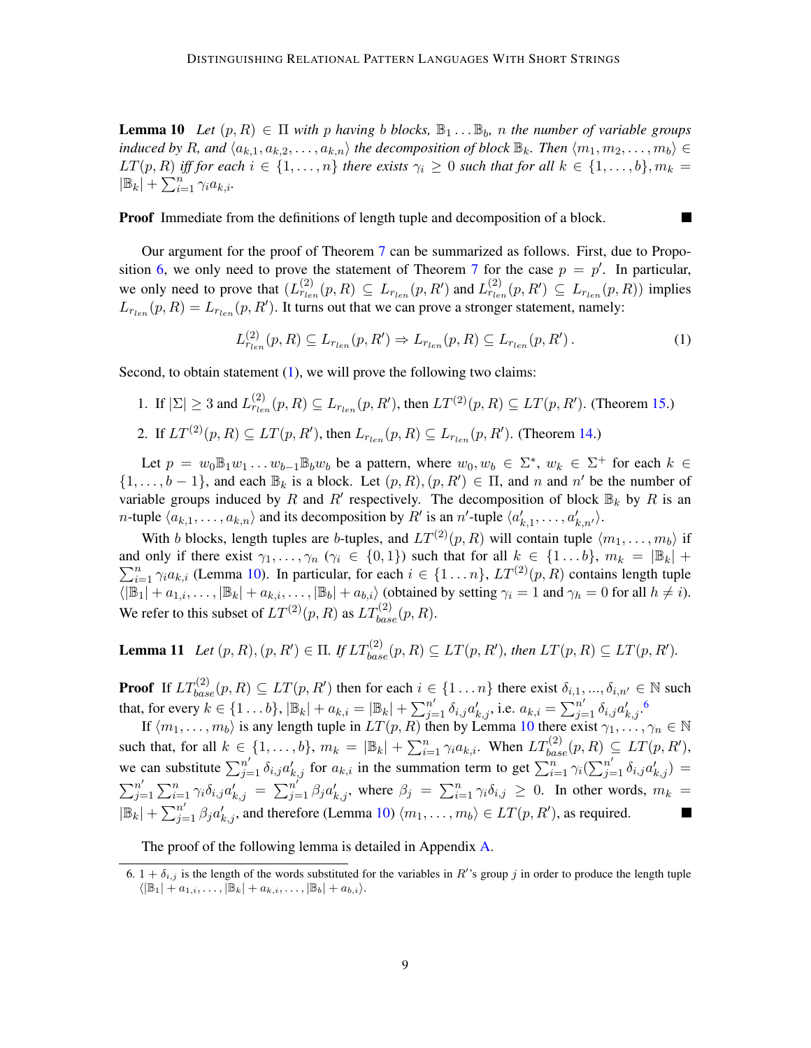**Lemma 10** *Let $(p, R) \in \Pi$ with $p$ having $b$ blocks, $\mathbb{B}_1 \ldots \mathbb{B}_b$, $n$ the number of variable groups induced by $R$, and $\langle a_{k,1}, a_{k,2}, \ldots, a_{k,n}\rangle$ the decomposition of block $\mathbb{B}_k$. Then $\langle m_1, m_2, \ldots, m_b\rangle \in LT(p, R)$ iff for each $i \in \{1, \ldots, n\}$ there exists $\gamma_i \geq 0$ such that for all $k \in \{1, \ldots, b\}, m_k = |\mathbb{B}_k| + \sum_{i=1}^{n} \gamma_i a_{k,i}$.*

**Proof** Immediate from the definitions of length tuple and decomposition of a block. ∎

Our argument for the proof of Theorem 7 can be summarized as follows. First, due to Proposition 6, we only need to prove the statement of Theorem 7 for the case $p = p'$. In particular, we only need to prove that $(L^{(2)}_{r_{len}}(p, R) \subseteq L_{r_{len}}(p, R')$ and $L^{(2)}_{r_{len}}(p, R') \subseteq L_{r_{len}}(p, R))$ implies $L_{r_{len}}(p, R) = L_{r_{len}}(p, R')$. It turns out that we can prove a stronger statement, namely:

$$L^{(2)}_{r_{len}}(p, R) \subseteq L_{r_{len}}(p, R') \Rightarrow L_{r_{len}}(p, R) \subseteq L_{r_{len}}(p, R')\,. \tag{1}$$

Second, to obtain statement (1), we will prove the following two claims:

1. If $|\Sigma| \geq 3$ and $L^{(2)}_{r_{len}}(p, R) \subseteq L_{r_{len}}(p, R')$, then $LT^{(2)}(p, R) \subseteq LT(p, R')$. (Theorem 15.)
2. If $LT^{(2)}(p, R) \subseteq LT(p, R')$, then $L_{r_{len}}(p, R) \subseteq L_{r_{len}}(p, R')$. (Theorem 14.)

Let $p = w_0\mathbb{B}_1 w_1 \ldots w_{b-1}\mathbb{B}_b w_b$ be a pattern, where $w_0, w_b \in \Sigma^*$, $w_k \in \Sigma^+$ for each $k \in \{1, \ldots, b-1\}$, and each $\mathbb{B}_k$ is a block. Let $(p, R), (p, R') \in \Pi$, and $n$ and $n'$ be the number of variable groups induced by $R$ and $R'$ respectively. The decomposition of block $\mathbb{B}_k$ by $R$ is an $n$-tuple $\langle a_{k,1}, \ldots, a_{k,n}\rangle$ and its decomposition by $R'$ is an $n'$-tuple $\langle a'_{k,1}, \ldots, a'_{k,n'}\rangle$.

With $b$ blocks, length tuples are $b$-tuples, and $LT^{(2)}(p, R)$ will contain tuple $\langle m_1, \ldots, m_b\rangle$ if and only if there exist $\gamma_1, \ldots, \gamma_n$ ($\gamma_i \in \{0, 1\}$) such that for all $k \in \{1 \ldots b\}$, $m_k = |\mathbb{B}_k| + \sum_{i=1}^{n} \gamma_i a_{k,i}$ (Lemma 10). In particular, for each $i \in \{1 \ldots n\}$, $LT^{(2)}(p, R)$ contains length tuple $\langle |\mathbb{B}_1| + a_{1,i}, \ldots, |\mathbb{B}_k| + a_{k,i}, \ldots, |\mathbb{B}_b| + a_{b,i}\rangle$ (obtained by setting $\gamma_i = 1$ and $\gamma_h = 0$ for all $h \neq i$). We refer to this subset of $LT^{(2)}(p, R)$ as $LT^{(2)}_{base}(p, R)$.

**Lemma 11** *Let $(p, R), (p, R') \in \Pi$. If $LT^{(2)}_{base}(p, R) \subseteq LT(p, R')$, then $LT(p, R) \subseteq LT(p, R')$.*

**Proof** If $LT^{(2)}_{base}(p, R) \subseteq LT(p, R')$ then for each $i \in \{1 \ldots n\}$ there exist $\delta_{i,1}, ..., \delta_{i,n'} \in \mathbb{N}$ such that, for every $k \in \{1 \ldots b\}$, $|\mathbb{B}_k| + a_{k,i} = |\mathbb{B}_k| + \sum_{j=1}^{n'} \delta_{i,j} a'_{k,j}$, i.e. $a_{k,i} = \sum_{j=1}^{n'} \delta_{i,j} a'_{k,j}$.[6]

If $\langle m_1, \ldots, m_b\rangle$ is any length tuple in $LT(p, R)$ then by Lemma 10 there exist $\gamma_1, \ldots, \gamma_n \in \mathbb{N}$ such that, for all $k \in \{1, \ldots, b\}$, $m_k = |\mathbb{B}_k| + \sum_{i=1}^{n} \gamma_i a_{k,i}$. When $LT^{(2)}_{base}(p, R) \subseteq LT(p, R')$, we can substitute $\sum_{j=1}^{n'} \delta_{i,j} a'_{k,j}$ for $a_{k,i}$ in the summation term to get $\sum_{i=1}^{n} \gamma_i (\sum_{j=1}^{n'} \delta_{i,j} a'_{k,j}) = \sum_{j=1}^{n'} \sum_{i=1}^{n} \gamma_i \delta_{i,j} a'_{k,j} = \sum_{j=1}^{n'} \beta_j a'_{k,j}$, where $\beta_j = \sum_{i=1}^{n} \gamma_i \delta_{i,j} \geq 0$. In other words, $m_k = |\mathbb{B}_k| + \sum_{j=1}^{n'} \beta_j a'_{k,j}$, and therefore (Lemma 10) $\langle m_1, \ldots, m_b\rangle \in LT(p, R')$, as required. ∎

The proof of the following lemma is detailed in Appendix A.

---

6. $1 + \delta_{i,j}$ is the length of the words substituted for the variables in $R'$'s group $j$ in order to produce the length tuple $\langle |\mathbb{B}_1| + a_{1,i}, \ldots, |\mathbb{B}_k| + a_{k,i}, \ldots, |\mathbb{B}_b| + a_{b,i}\rangle$.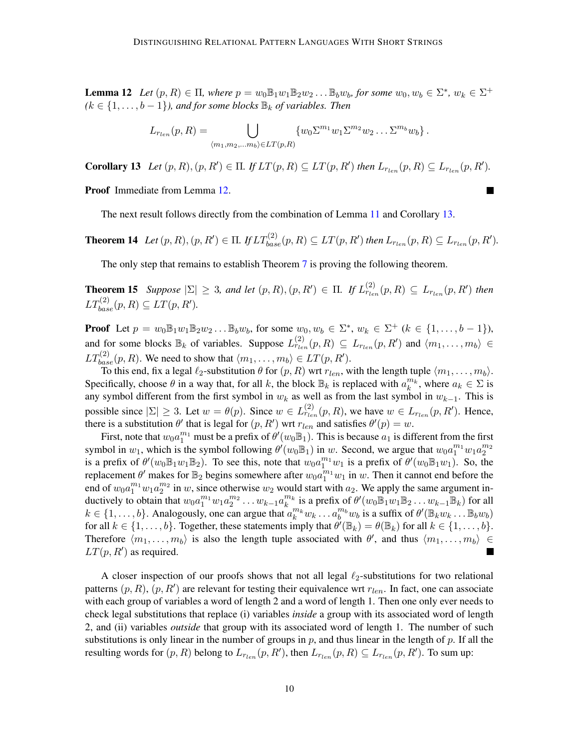**Lemma 12** *Let $(p, R) \in \Pi$, where $p = w_0 \mathbb{B}_1 w_1 \mathbb{B}_2 w_2 \dots \mathbb{B}_b w_b$, for some $w_0, w_b \in \Sigma^*$, $w_k \in \Sigma^+$ ($k \in \{1, \dots, b-1\}$), and for some blocks $\mathbb{B}_k$ of variables. Then*

$$L_{r_{len}}(p, R) = \bigcup_{\langle m_1, m_2, \dots m_b \rangle \in LT(p,R)} \{ w_0 \Sigma^{m_1} w_1 \Sigma^{m_2} w_2 \dots \Sigma^{m_b} w_b \} .$$

**Corollary 13** *Let $(p, R), (p, R') \in \Pi$. If $LT(p, R) \subseteq LT(p, R')$ then $L_{r_{len}}(p, R) \subseteq L_{r_{len}}(p, R')$.*

**Proof** Immediate from Lemma 12. ■

The next result follows directly from the combination of Lemma 11 and Corollary 13.

**Theorem 14** *Let $(p, R), (p, R') \in \Pi$. If $LT^{(2)}_{base}(p, R) \subseteq LT(p, R')$ then $L_{r_{len}}(p, R) \subseteq L_{r_{len}}(p, R')$.*

The only step that remains to establish Theorem 7 is proving the following theorem.

**Theorem 15** *Suppose $|\Sigma| \geq 3$, and let $(p, R), (p, R') \in \Pi$. If $L^{(2)}_{r_{len}}(p, R) \subseteq L_{r_{len}}(p, R')$ then $LT^{(2)}_{base}(p, R) \subseteq LT(p, R')$.*

**Proof** Let $p = w_0 \mathbb{B}_1 w_1 \mathbb{B}_2 w_2 \dots \mathbb{B}_b w_b$, for some $w_0, w_b \in \Sigma^*$, $w_k \in \Sigma^+$ ($k \in \{1, \dots, b-1\}$), and for some blocks $\mathbb{B}_k$ of variables. Suppose $L^{(2)}_{r_{len}}(p, R) \subseteq L_{r_{len}}(p, R')$ and $\langle m_1, \dots, m_b \rangle \in LT^{(2)}_{base}(p, R)$. We need to show that $\langle m_1, \dots, m_b \rangle \in LT(p, R')$.

To this end, fix a legal $\ell_2$-substitution $\theta$ for $(p, R)$ wrt $r_{len}$, with the length tuple $\langle m_1, \dots, m_b \rangle$. Specifically, choose $\theta$ in a way that, for all $k$, the block $\mathbb{B}_k$ is replaced with $a_k^{m_k}$, where $a_k \in \Sigma$ is any symbol different from the first symbol in $w_k$ as well as from the last symbol in $w_{k-1}$. This is possible since $|\Sigma| \geq 3$. Let $w = \theta(p)$. Since $w \in L^{(2)}_{r_{len}}(p, R)$, we have $w \in L_{r_{len}}(p, R')$. Hence, there is a substitution $\theta'$ that is legal for $(p, R')$ wrt $r_{len}$ and satisfies $\theta'(p) = w$.

First, note that $w_0 a_1^{m_1}$ must be a prefix of $\theta'(w_0 \mathbb{B}_1)$. This is because $a_1$ is different from the first symbol in $w_1$, which is the symbol following $\theta'(w_0 \mathbb{B}_1)$ in $w$. Second, we argue that $w_0 a_1^{m_1} w_1 a_2^{m_2}$ is a prefix of $\theta'(w_0 \mathbb{B}_1 w_1 \mathbb{B}_2)$. To see this, note that $w_0 a_1^{m_1} w_1$ is a prefix of $\theta'(w_0 \mathbb{B}_1 w_1)$. So, the replacement $\theta'$ makes for $\mathbb{B}_2$ begins somewhere after $w_0 a_1^{m_1} w_1$ in $w$. Then it cannot end before the end of $w_0 a_1^{m_1} w_1 a_2^{m_2}$ in $w$, since otherwise $w_2$ would start with $a_2$. We apply the same argument inductively to obtain that $w_0 a_1^{m_1} w_1 a_2^{m_2} \dots w_{k-1} a_k^{m_k}$ is a prefix of $\theta'(w_0 \mathbb{B}_1 w_1 \mathbb{B}_2 \dots w_{k-1} \mathbb{B}_k)$ for all $k \in \{1, \dots, b\}$. Analogously, one can argue that $a_k^{m_k} w_k \dots a_b^{m_b} w_b$ is a suffix of $\theta'(\mathbb{B}_k w_k \dots \mathbb{B}_b w_b)$ for all $k \in \{1, \dots, b\}$. Together, these statements imply that $\theta'(\mathbb{B}_k) = \theta(\mathbb{B}_k)$ for all $k \in \{1, \dots, b\}$. Therefore $\langle m_1, \dots, m_b \rangle$ is also the length tuple associated with $\theta'$, and thus $\langle m_1, \dots, m_b \rangle \in LT(p, R')$ as required. ■

A closer inspection of our proofs shows that not all legal $\ell_2$-substitutions for two relational patterns $(p, R)$, $(p, R')$ are relevant for testing their equivalence wrt $r_{len}$. In fact, one can associate with each group of variables a word of length 2 and a word of length 1. Then one only ever needs to check legal substitutions that replace (i) variables *inside* a group with its associated word of length 2, and (ii) variables *outside* that group with its associated word of length 1. The number of such substitutions is only linear in the number of groups in $p$, and thus linear in the length of $p$. If all the resulting words for $(p, R)$ belong to $L_{r_{len}}(p, R')$, then $L_{r_{len}}(p, R) \subseteq L_{r_{len}}(p, R')$. To sum up: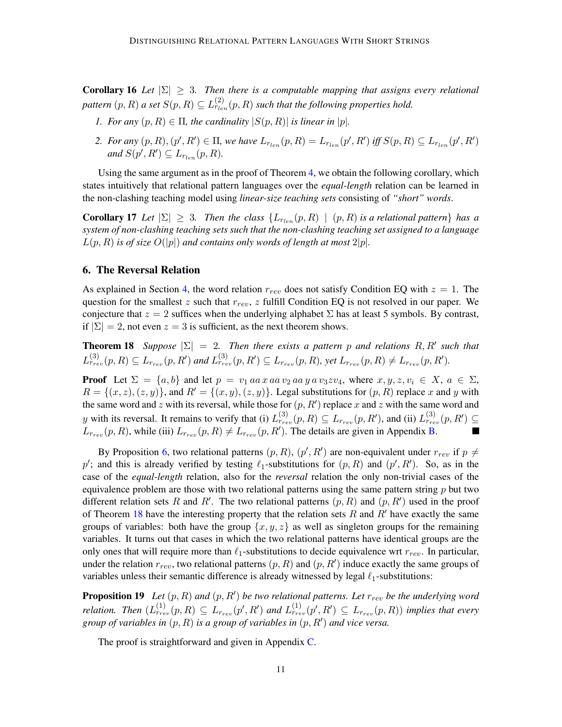**Corollary 16** *Let $|\Sigma| \geq 3$. Then there is a computable mapping that assigns every relational pattern $(p, R)$ a set $S(p, R) \subseteq L^{(2)}_{r_{len}}(p, R)$ such that the following properties hold.*

1. *For any $(p, R) \in \Pi$, the cardinality $|S(p, R)|$ is linear in $|p|$.*
2. *For any $(p, R), (p', R') \in \Pi$, we have $L_{r_{len}}(p, R) = L_{r_{len}}(p', R')$ iff $S(p, R) \subseteq L_{r_{len}}(p', R')$ and $S(p', R') \subseteq L_{r_{len}}(p, R)$.*

Using the same argument as in the proof of Theorem 4, we obtain the following corollary, which states intuitively that relational pattern languages over the *equal-length* relation can be learned in the non-clashing teaching model using *linear-size teaching sets* consisting of *"short" words*.

**Corollary 17** *Let $|\Sigma| \geq 3$. Then the class $\{L_{r_{len}}(p, R) \mid (p, R) \text{ is a relational pattern}\}$ has a system of non-clashing teaching sets such that the non-clashing teaching set assigned to a language $L(p, R)$ is of size $O(|p|)$ and contains only words of length at most $2|p|$.*

## 6. The Reversal Relation

As explained in Section 4, the word relation $r_{rev}$ does not satisfy Condition EQ with $z = 1$. The question for the smallest $z$ such that $r_{rev}$, $z$ fulfill Condition EQ is not resolved in our paper. We conjecture that $z = 2$ suffices when the underlying alphabet $\Sigma$ has at least 5 symbols. By contrast, if $|\Sigma| = 2$, not even $z = 3$ is sufficient, as the next theorem shows.

**Theorem 18** *Suppose $|\Sigma| = 2$. Then there exists a pattern $p$ and relations $R, R'$ such that $L^{(3)}_{r_{rev}}(p, R) \subseteq L_{r_{rev}}(p, R')$ and $L^{(3)}_{r_{rev}}(p, R') \subseteq L_{r_{rev}}(p, R)$, yet $L_{r_{rev}}(p, R) \neq L_{r_{rev}}(p, R')$.*

**Proof** Let $\Sigma = \{a, b\}$ and let $p = v_1\, aa\, x\, aa\, v_2\, aa\, y\, a\, v_3 z v_4$, where $x, y, z, v_i \in X$, $a \in \Sigma$, $R = \{(x, z), (z, y)\}$, and $R' = \{(x, y), (z, y)\}$. Legal substitutions for $(p, R)$ replace $x$ and $y$ with the same word and $z$ with its reversal, while those for $(p, R')$ replace $x$ and $z$ with the same word and $y$ with its reversal. It remains to verify that (i) $L^{(3)}_{r_{rev}}(p, R) \subseteq L_{r_{rev}}(p, R')$, and (ii) $L^{(3)}_{r_{rev}}(p, R') \subseteq L_{r_{rev}}(p, R)$, while (iii) $L_{r_{rev}}(p, R) \neq L_{r_{rev}}(p, R')$. The details are given in Appendix B. ∎

By Proposition 6, two relational patterns $(p, R)$, $(p', R')$ are non-equivalent under $r_{rev}$ if $p \neq p'$; and this is already verified by testing $\ell_1$-substitutions for $(p, R)$ and $(p', R')$. So, as in the case of the *equal-length* relation, also for the *reversal* relation the only non-trivial cases of the equivalence problem are those with two relational patterns using the same pattern string $p$ but two different relation sets $R$ and $R'$. The two relational patterns $(p, R)$ and $(p, R')$ used in the proof of Theorem 18 have the interesting property that the relation sets $R$ and $R'$ have exactly the same groups of variables: both have the group $\{x, y, z\}$ as well as singleton groups for the remaining variables. It turns out that cases in which the two relational patterns have identical groups are the only ones that will require more than $\ell_1$-substitutions to decide equivalence wrt $r_{rev}$. In particular, under the relation $r_{rev}$, two relational patterns $(p, R)$ and $(p, R')$ induce exactly the same groups of variables unless their semantic difference is already witnessed by legal $\ell_1$-substitutions:

**Proposition 19** *Let $(p, R)$ and $(p, R')$ be two relational patterns. Let $r_{rev}$ be the underlying word relation. Then ($L^{(1)}_{r_{rev}}(p, R) \subseteq L_{r_{rev}}(p', R')$ and $L^{(1)}_{r_{rev}}(p', R') \subseteq L_{r_{rev}}(p, R)$) implies that every group of variables in $(p, R)$ is a group of variables in $(p, R')$ and vice versa.*

The proof is straightforward and given in Appendix C.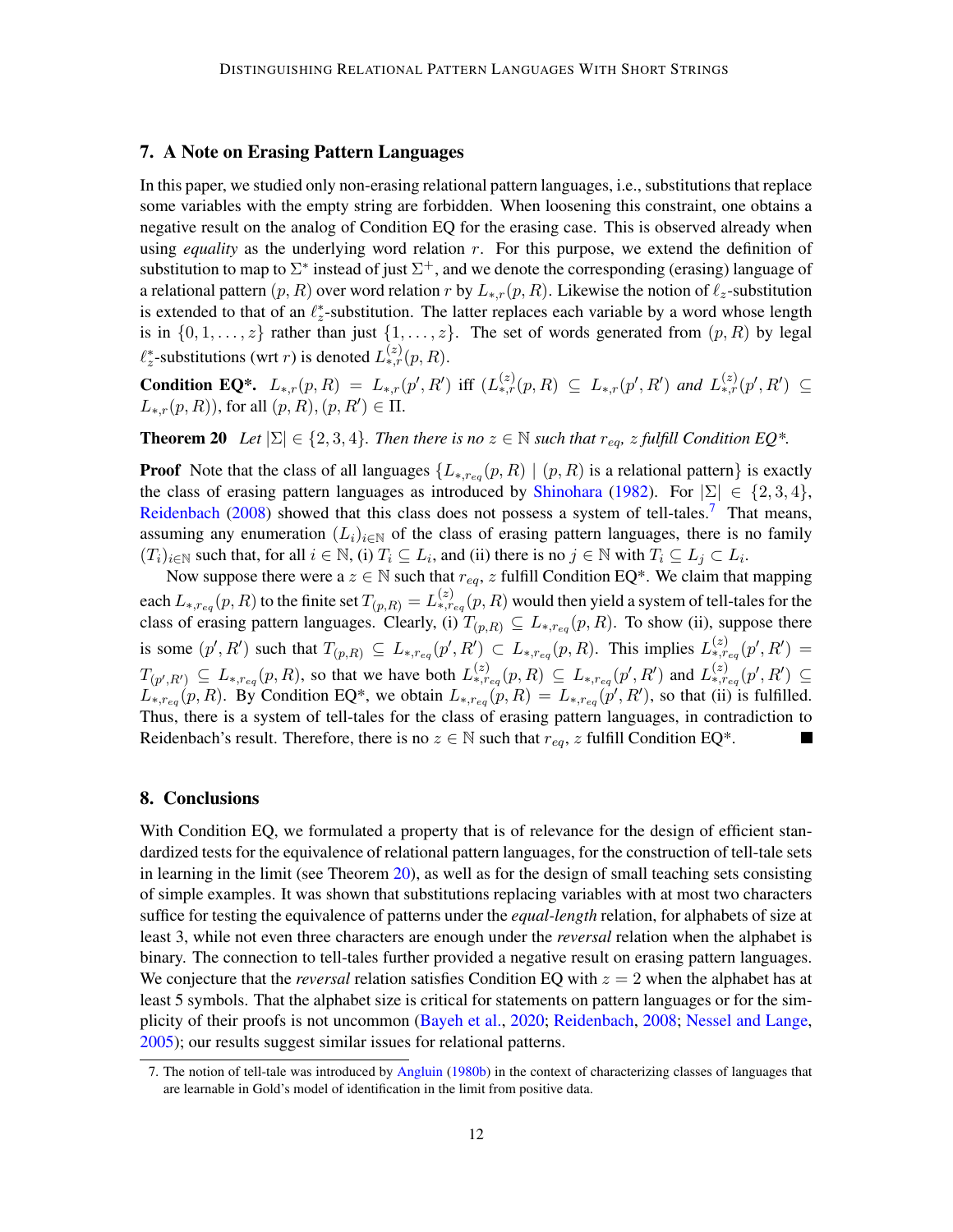## 7. A Note on Erasing Pattern Languages

In this paper, we studied only non-erasing relational pattern languages, i.e., substitutions that replace some variables with the empty string are forbidden. When loosening this constraint, one obtains a negative result on the analog of Condition EQ for the erasing case. This is observed already when using *equality* as the underlying word relation $r$. For this purpose, we extend the definition of substitution to map to $\Sigma^*$ instead of just $\Sigma^+$, and we denote the corresponding (erasing) language of a relational pattern $(p, R)$ over word relation $r$ by $L_{*,r}(p, R)$. Likewise the notion of $\ell_z$-substitution is extended to that of an $\ell_z^*$-substitution. The latter replaces each variable by a word whose length is in $\{0, 1, \ldots, z\}$ rather than just $\{1, \ldots, z\}$. The set of words generated from $(p, R)$ by legal $\ell_z^*$-substitutions (wrt $r$) is denoted $L_{*,r}^{(z)}(p, R)$.

**Condition EQ\*.** $L_{*,r}(p, R) = L_{*,r}(p', R')$ iff $(L_{*,r}^{(z)}(p, R) \subseteq L_{*,r}(p', R')$ *and* $L_{*,r}^{(z)}(p', R') \subseteq L_{*,r}(p, R))$, for all $(p, R), (p, R') \in \Pi$.

**Theorem 20** *Let $|\Sigma| \in \{2, 3, 4\}$. Then there is no $z \in \mathbb{N}$ such that $r_{eq}$, $z$ fulfill Condition EQ\*.*

**Proof** Note that the class of all languages $\{L_{*,r_{eq}}(p, R) \mid (p, R)$ is a relational pattern$\}$ is exactly the class of erasing pattern languages as introduced by Shinohara (1982). For $|\Sigma| \in \{2, 3, 4\}$, Reidenbach (2008) showed that this class does not possess a system of tell-tales.[7] That means, assuming any enumeration $(L_i)_{i\in\mathbb{N}}$ of the class of erasing pattern languages, there is no family $(T_i)_{i\in\mathbb{N}}$ such that, for all $i \in \mathbb{N}$, (i) $T_i \subseteq L_i$, and (ii) there is no $j \in \mathbb{N}$ with $T_i \subseteq L_j \subset L_i$.

Now suppose there were a $z \in \mathbb{N}$ such that $r_{eq}$, $z$ fulfill Condition EQ\*. We claim that mapping each $L_{*,r_{eq}}(p, R)$ to the finite set $T_{(p,R)} = L_{*,r_{eq}}^{(z)}(p, R)$ would then yield a system of tell-tales for the class of erasing pattern languages. Clearly, (i) $T_{(p,R)} \subseteq L_{*,r_{eq}}(p, R)$. To show (ii), suppose there is some $(p', R')$ such that $T_{(p,R)} \subseteq L_{*,r_{eq}}(p', R') \subset L_{*,r_{eq}}(p, R)$. This implies $L_{*,r_{eq}}^{(z)}(p', R') = T_{(p',R')} \subseteq L_{*,r_{eq}}(p, R)$, so that we have both $L_{*,r_{eq}}^{(z)}(p, R) \subseteq L_{*,r_{eq}}(p', R')$ and $L_{*,r_{eq}}^{(z)}(p', R') \subseteq L_{*,r_{eq}}(p, R)$. By Condition EQ\*, we obtain $L_{*,r_{eq}}(p, R) = L_{*,r_{eq}}(p', R')$, so that (ii) is fulfilled. Thus, there is a system of tell-tales for the class of erasing pattern languages, in contradiction to Reidenbach's result. Therefore, there is no $z \in \mathbb{N}$ such that $r_{eq}$, $z$ fulfill Condition EQ\*. ∎

## 8. Conclusions

With Condition EQ, we formulated a property that is of relevance for the design of efficient standardized tests for the equivalence of relational pattern languages, for the construction of tell-tale sets in learning in the limit (see Theorem 20), as well as for the design of small teaching sets consisting of simple examples. It was shown that substitutions replacing variables with at most two characters suffice for testing the equivalence of patterns under the *equal-length* relation, for alphabets of size at least 3, while not even three characters are enough under the *reversal* relation when the alphabet is binary. The connection to tell-tales further provided a negative result on erasing pattern languages. We conjecture that the *reversal* relation satisfies Condition EQ with $z = 2$ when the alphabet has at least 5 symbols. That the alphabet size is critical for statements on pattern languages or for the simplicity of their proofs is not uncommon (Bayeh et al., 2020; Reidenbach, 2008; Nessel and Lange, 2005); our results suggest similar issues for relational patterns.

7. The notion of tell-tale was introduced by Angluin (1980b) in the context of characterizing classes of languages that are learnable in Gold's model of identification in the limit from positive data.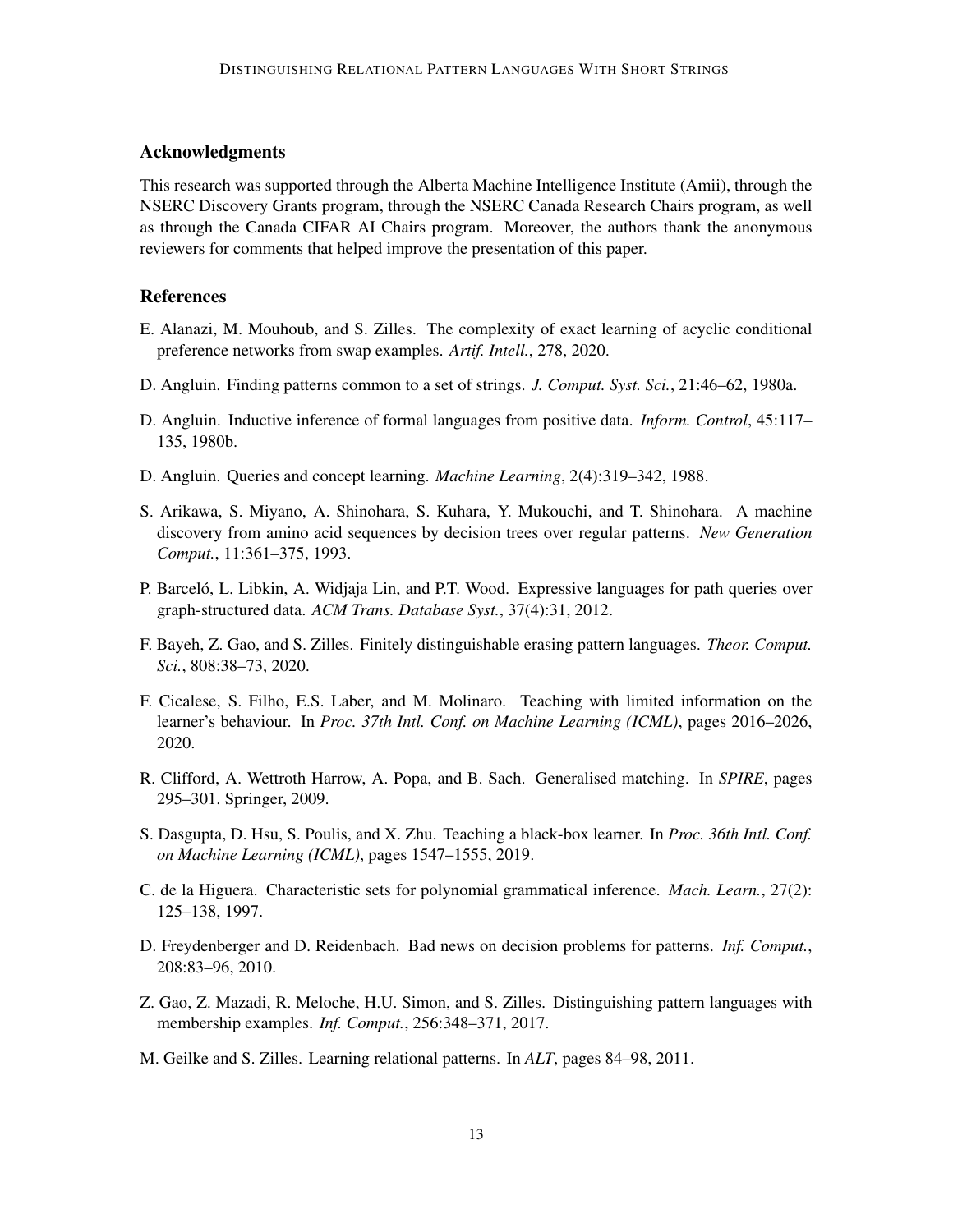## Acknowledgments

This research was supported through the Alberta Machine Intelligence Institute (Amii), through the NSERC Discovery Grants program, through the NSERC Canada Research Chairs program, as well as through the Canada CIFAR AI Chairs program. Moreover, the authors thank the anonymous reviewers for comments that helped improve the presentation of this paper.

## References

E. Alanazi, M. Mouhoub, and S. Zilles. The complexity of exact learning of acyclic conditional preference networks from swap examples. *Artif. Intell.*, 278, 2020.

D. Angluin. Finding patterns common to a set of strings. *J. Comput. Syst. Sci.*, 21:46–62, 1980a.

D. Angluin. Inductive inference of formal languages from positive data. *Inform. Control*, 45:117–135, 1980b.

D. Angluin. Queries and concept learning. *Machine Learning*, 2(4):319–342, 1988.

S. Arikawa, S. Miyano, A. Shinohara, S. Kuhara, Y. Mukouchi, and T. Shinohara. A machine discovery from amino acid sequences by decision trees over regular patterns. *New Generation Comput.*, 11:361–375, 1993.

P. Barceló, L. Libkin, A. Widjaja Lin, and P.T. Wood. Expressive languages for path queries over graph-structured data. *ACM Trans. Database Syst.*, 37(4):31, 2012.

F. Bayeh, Z. Gao, and S. Zilles. Finitely distinguishable erasing pattern languages. *Theor. Comput. Sci.*, 808:38–73, 2020.

F. Cicalese, S. Filho, E.S. Laber, and M. Molinaro. Teaching with limited information on the learner's behaviour. In *Proc. 37th Intl. Conf. on Machine Learning (ICML)*, pages 2016–2026, 2020.

R. Clifford, A. Wettroth Harrow, A. Popa, and B. Sach. Generalised matching. In *SPIRE*, pages 295–301. Springer, 2009.

S. Dasgupta, D. Hsu, S. Poulis, and X. Zhu. Teaching a black-box learner. In *Proc. 36th Intl. Conf. on Machine Learning (ICML)*, pages 1547–1555, 2019.

C. de la Higuera. Characteristic sets for polynomial grammatical inference. *Mach. Learn.*, 27(2): 125–138, 1997.

D. Freydenberger and D. Reidenbach. Bad news on decision problems for patterns. *Inf. Comput.*, 208:83–96, 2010.

Z. Gao, Z. Mazadi, R. Meloche, H.U. Simon, and S. Zilles. Distinguishing pattern languages with membership examples. *Inf. Comput.*, 256:348–371, 2017.

M. Geilke and S. Zilles. Learning relational patterns. In *ALT*, pages 84–98, 2011.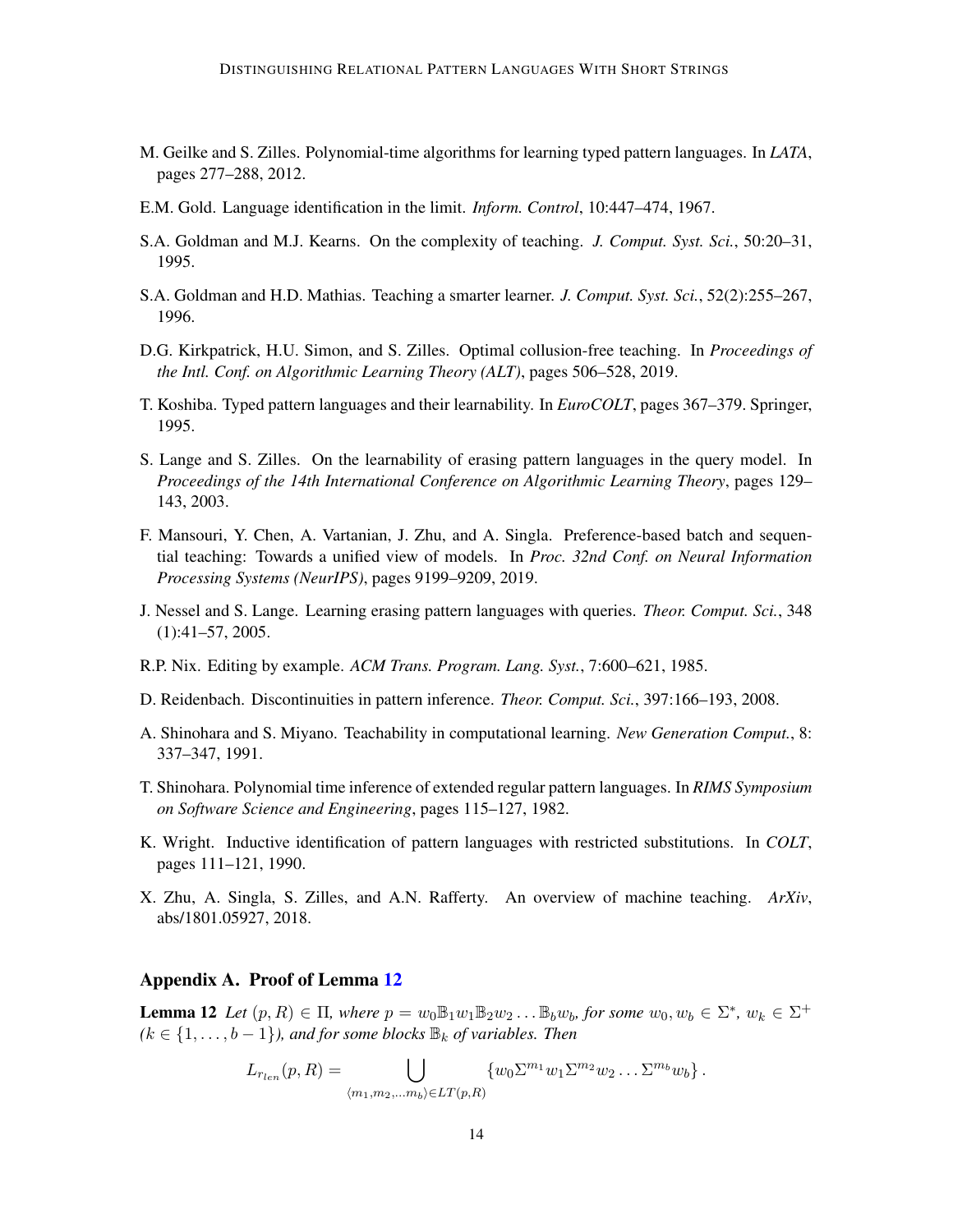M. Geilke and S. Zilles. Polynomial-time algorithms for learning typed pattern languages. In *LATA*, pages 277–288, 2012.

E.M. Gold. Language identification in the limit. *Inform. Control*, 10:447–474, 1967.

S.A. Goldman and M.J. Kearns. On the complexity of teaching. *J. Comput. Syst. Sci.*, 50:20–31, 1995.

S.A. Goldman and H.D. Mathias. Teaching a smarter learner. *J. Comput. Syst. Sci.*, 52(2):255–267, 1996.

D.G. Kirkpatrick, H.U. Simon, and S. Zilles. Optimal collusion-free teaching. In *Proceedings of the Intl. Conf. on Algorithmic Learning Theory (ALT)*, pages 506–528, 2019.

T. Koshiba. Typed pattern languages and their learnability. In *EuroCOLT*, pages 367–379. Springer, 1995.

S. Lange and S. Zilles. On the learnability of erasing pattern languages in the query model. In *Proceedings of the 14th International Conference on Algorithmic Learning Theory*, pages 129–143, 2003.

F. Mansouri, Y. Chen, A. Vartanian, J. Zhu, and A. Singla. Preference-based batch and sequential teaching: Towards a unified view of models. In *Proc. 32nd Conf. on Neural Information Processing Systems (NeurIPS)*, pages 9199–9209, 2019.

J. Nessel and S. Lange. Learning erasing pattern languages with queries. *Theor. Comput. Sci.*, 348 (1):41–57, 2005.

R.P. Nix. Editing by example. *ACM Trans. Program. Lang. Syst.*, 7:600–621, 1985.

D. Reidenbach. Discontinuities in pattern inference. *Theor. Comput. Sci.*, 397:166–193, 2008.

A. Shinohara and S. Miyano. Teachability in computational learning. *New Generation Comput.*, 8: 337–347, 1991.

T. Shinohara. Polynomial time inference of extended regular pattern languages. In *RIMS Symposium on Software Science and Engineering*, pages 115–127, 1982.

K. Wright. Inductive identification of pattern languages with restricted substitutions. In *COLT*, pages 111–121, 1990.

X. Zhu, A. Singla, S. Zilles, and A.N. Rafferty. An overview of machine teaching. *ArXiv*, abs/1801.05927, 2018.

## Appendix A. Proof of Lemma 12

**Lemma 12** *Let $(p, R) \in \Pi$, where $p = w_0\mathbb{B}_1w_1\mathbb{B}_2w_2 \ldots \mathbb{B}_bw_b$, for some $w_0, w_b \in \Sigma^*$, $w_k \in \Sigma^+$ ($k \in \{1, \ldots, b-1\}$), and for some blocks $\mathbb{B}_k$ of variables. Then*

$$L_{r_{len}}(p, R) = \bigcup_{\langle m_1, m_2, \ldots m_b \rangle \in LT(p,R)} \{w_0\Sigma^{m_1}w_1\Sigma^{m_2}w_2 \ldots \Sigma^{m_b}w_b\}.$$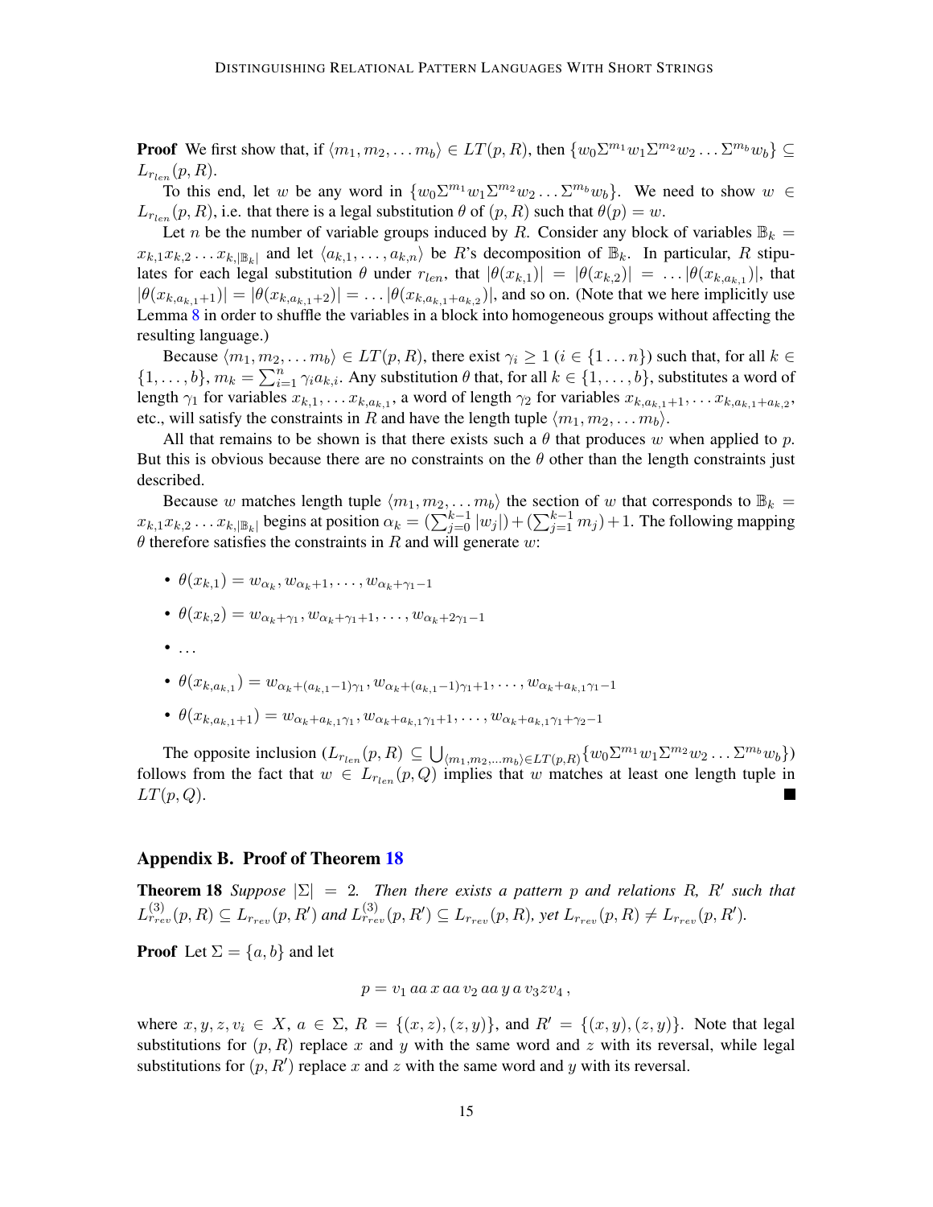**Proof** We first show that, if $\langle m_1, m_2, \dots m_b\rangle \in LT(p, R)$, then $\{w_0\Sigma^{m_1}w_1\Sigma^{m_2}w_2 \dots \Sigma^{m_b}w_b\} \subseteq L_{r_{len}}(p, R)$.

To this end, let $w$ be any word in $\{w_0\Sigma^{m_1}w_1\Sigma^{m_2}w_2 \dots \Sigma^{m_b}w_b\}$. We need to show $w \in L_{r_{len}}(p, R)$, i.e. that there is a legal substitution $\theta$ of $(p, R)$ such that $\theta(p) = w$.

Let $n$ be the number of variable groups induced by $R$. Consider any block of variables $\mathbb{B}_k = x_{k,1}x_{k,2} \dots x_{k,|\mathbb{B}_k|}$ and let $\langle a_{k,1}, \dots, a_{k,n}\rangle$ be $R$'s decomposition of $\mathbb{B}_k$. In particular, $R$ stipulates for each legal substitution $\theta$ under $r_{len}$, that $|\theta(x_{k,1})| = |\theta(x_{k,2})| = \dots |\theta(x_{k,a_{k,1}})|$, that $|\theta(x_{k,a_{k,1}+1})| = |\theta(x_{k,a_{k,1}+2})| = \dots |\theta(x_{k,a_{k,1}+a_{k,2}})|$, and so on. (Note that we here implicitly use Lemma 8 in order to shuffle the variables in a block into homogeneous groups without affecting the resulting language.)

Because $\langle m_1, m_2, \dots m_b\rangle \in LT(p, R)$, there exist $\gamma_i \geq 1$ ($i \in \{1 \dots n\}$) such that, for all $k \in \{1, \dots, b\}$, $m_k = \sum_{i=1}^{n} \gamma_i a_{k,i}$. Any substitution $\theta$ that, for all $k \in \{1, \dots, b\}$, substitutes a word of length $\gamma_1$ for variables $x_{k,1}, \dots x_{k,a_{k,1}}$, a word of length $\gamma_2$ for variables $x_{k,a_{k,1}+1}, \dots x_{k,a_{k,1}+a_{k,2}}$, etc., will satisfy the constraints in $R$ and have the length tuple $\langle m_1, m_2, \dots m_b\rangle$.

All that remains to be shown is that there exists such a $\theta$ that produces $w$ when applied to $p$. But this is obvious because there are no constraints on the $\theta$ other than the length constraints just described.

Because $w$ matches length tuple $\langle m_1, m_2, \dots m_b\rangle$ the section of $w$ that corresponds to $\mathbb{B}_k = x_{k,1}x_{k,2} \dots x_{k,|\mathbb{B}_k|}$ begins at position $\alpha_k = (\sum_{j=0}^{k-1} |w_j|) + (\sum_{j=1}^{k-1} m_j) + 1$. The following mapping $\theta$ therefore satisfies the constraints in $R$ and will generate $w$:

- $\theta(x_{k,1}) = w_{\alpha_k}, w_{\alpha_k+1}, \dots, w_{\alpha_k+\gamma_1-1}$
- $\theta(x_{k,2}) = w_{\alpha_k+\gamma_1}, w_{\alpha_k+\gamma_1+1}, \dots, w_{\alpha_k+2\gamma_1-1}$
- $\dots$
- $\theta(x_{k,a_{k,1}}) = w_{\alpha_k+(a_{k,1}-1)\gamma_1}, w_{\alpha_k+(a_{k,1}-1)\gamma_1+1}, \dots, w_{\alpha_k+a_{k,1}\gamma_1-1}$
- $\theta(x_{k,a_{k,1}+1}) = w_{\alpha_k+a_{k,1}\gamma_1}, w_{\alpha_k+a_{k,1}\gamma_1+1}, \dots, w_{\alpha_k+a_{k,1}\gamma_1+\gamma_2-1}$

The opposite inclusion ($L_{r_{len}}(p, R) \subseteq \bigcup_{\langle m_1, m_2, \dots m_b\rangle \in LT(p,R)} \{w_0\Sigma^{m_1}w_1\Sigma^{m_2}w_2 \dots \Sigma^{m_b}w_b\}$) follows from the fact that $w \in L_{r_{len}}(p, Q)$ implies that $w$ matches at least one length tuple in $LT(p, Q)$. ■

## Appendix B. Proof of Theorem 18

**Theorem 18** *Suppose $|\Sigma| = 2$. Then there exists a pattern $p$ and relations $R$, $R'$ such that $L^{(3)}_{r_{rev}}(p, R) \subseteq L_{r_{rev}}(p, R')$ and $L^{(3)}_{r_{rev}}(p, R') \subseteq L_{r_{rev}}(p, R)$, yet $L_{r_{rev}}(p, R) \neq L_{r_{rev}}(p, R')$.*

**Proof** Let $\Sigma = \{a, b\}$ and let

$$p = v_1\, aa\, x\, aa\, v_2\, aa\, y\, a\, v_3 z v_4\,,$$

where $x, y, z, v_i \in X$, $a \in \Sigma$, $R = \{(x, z), (z, y)\}$, and $R' = \{(x, y), (z, y)\}$. Note that legal substitutions for $(p, R)$ replace $x$ and $y$ with the same word and $z$ with its reversal, while legal substitutions for $(p, R')$ replace $x$ and $z$ with the same word and $y$ with its reversal.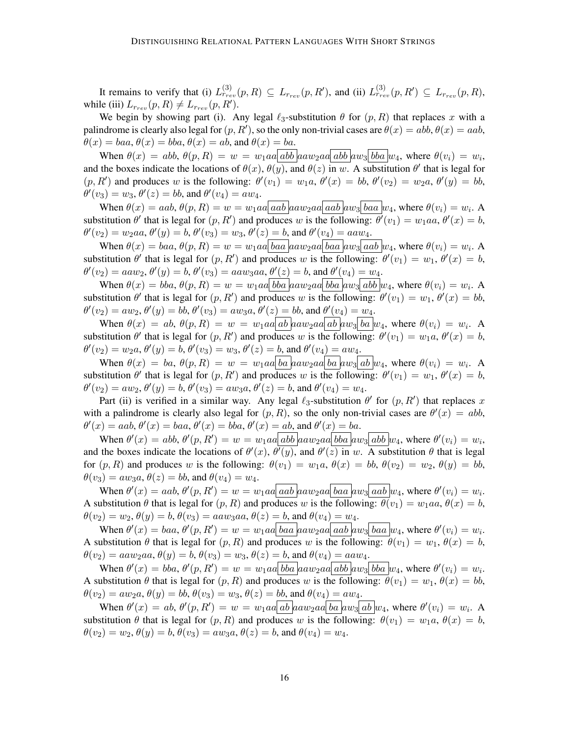It remains to verify that (i) $L^{(3)}_{r_{rev}}(p,R) \subseteq L_{r_{rev}}(p,R')$, and (ii) $L^{(3)}_{r_{rev}}(p,R') \subseteq L_{r_{rev}}(p,R)$, while (iii) $L_{r_{rev}}(p,R) \neq L_{r_{rev}}(p,R')$.

We begin by showing part (i). Any legal $\ell_3$-substitution $\theta$ for $(p,R)$ that replaces $x$ with a palindrome is clearly also legal for $(p,R')$, so the only non-trivial cases are $\theta(x) = abb$, $\theta(x) = aab$, $\theta(x) = baa$, $\theta(x) = bba$, $\theta(x) = ab$, and $\theta(x) = ba$.

When $\theta(x) = abb$, $\theta(p,R) = w = w_1aa\boxed{abb}aaw_2aa\boxed{abb}aw_3\boxed{bba}w_4$, where $\theta(v_i) = w_i$, and the boxes indicate the locations of $\theta(x)$, $\theta(y)$, and $\theta(z)$ in $w$. A substitution $\theta'$ that is legal for $(p,R')$ and produces $w$ is the following: $\theta'(v_1) = w_1a$, $\theta'(x) = bb$, $\theta'(v_2) = w_2a$, $\theta'(y) = bb$, $\theta'(v_3) = w_3$, $\theta'(z) = bb$, and $\theta'(v_4) = aw_4$.

When $\theta(x) = aab$, $\theta(p,R) = w = w_1aa\boxed{aab}aaw_2aa\boxed{aab}aw_3\boxed{baa}w_4$, where $\theta(v_i) = w_i$. A substitution $\theta'$ that is legal for $(p,R')$ and produces $w$ is the following: $\theta'(v_1) = w_1aa$, $\theta'(x) = b$, $\theta'(v_2) = w_2aa$, $\theta'(y) = b$, $\theta'(v_3) = w_3$, $\theta'(z) = b$, and $\theta'(v_4) = aaw_4$.

When $\theta(x) = baa$, $\theta(p,R) = w = w_1aa\boxed{baa}aaw_2aa\boxed{baa}aw_3\boxed{aab}w_4$, where $\theta(v_i) = w_i$. A substitution $\theta'$ that is legal for $(p,R')$ and produces $w$ is the following: $\theta'(v_1) = w_1$, $\theta'(x) = b$, $\theta'(v_2) = aaw_2$, $\theta'(y) = b$, $\theta'(v_3) = aaw_3aa$, $\theta'(z) = b$, and $\theta'(v_4) = w_4$.

When $\theta(x) = bba$, $\theta(p,R) = w = w_1aa\boxed{bba}aaw_2aa\boxed{bba}aw_3\boxed{abb}w_4$, where $\theta(v_i) = w_i$. A substitution $\theta'$ that is legal for $(p,R')$ and produces $w$ is the following: $\theta'(v_1) = w_1$, $\theta'(x) = bb$, $\theta'(v_2) = aw_2$, $\theta'(y) = bb$, $\theta'(v_3) = aw_3a$, $\theta'(z) = bb$, and $\theta'(v_4) = w_4$.

When $\theta(x) = ab$, $\theta(p,R) = w = w_1aa\boxed{ab}aaw_2aa\boxed{ab}aw_3\boxed{ba}w_4$, where $\theta(v_i) = w_i$. A substitution $\theta'$ that is legal for $(p,R')$ and produces $w$ is the following: $\theta'(v_1) = w_1a$, $\theta'(x) = b$, $\theta'(v_2) = w_2a$, $\theta'(y) = b$, $\theta'(v_3) = w_3$, $\theta'(z) = b$, and $\theta'(v_4) = aw_4$.

When $\theta(x) = ba$, $\theta(p,R) = w = w_1aa\boxed{ba}aaw_2aa\boxed{ba}aw_3\boxed{ab}w_4$, where $\theta(v_i) = w_i$. A substitution $\theta'$ that is legal for $(p,R')$ and produces $w$ is the following: $\theta'(v_1) = w_1$, $\theta'(x) = b$, $\theta'(v_2) = aw_2$, $\theta'(y) = b$, $\theta'(v_3) = aw_3a$, $\theta'(z) = b$, and $\theta'(v_4) = w_4$.

Part (ii) is verified in a similar way. Any legal $\ell_3$-substitution $\theta'$ for $(p,R')$ that replaces $x$ with a palindrome is clearly also legal for $(p,R)$, so the only non-trivial cases are $\theta'(x) = abb$, $\theta'(x) = aab$, $\theta'(x) = baa$, $\theta'(x) = bba$, $\theta'(x) = ab$, and $\theta'(x) = ba$.

When $\theta'(x) = abb$, $\theta'(p,R') = w = w_1aa\boxed{abb}aaw_2aa\boxed{bba}aw_3\boxed{abb}w_4$, where $\theta'(v_i) = w_i$, and the boxes indicate the locations of $\theta'(x)$, $\theta'(y)$, and $\theta'(z)$ in $w$. A substitution $\theta$ that is legal for $(p,R)$ and produces $w$ is the following: $\theta(v_1) = w_1a$, $\theta(x) = bb$, $\theta(v_2) = w_2$, $\theta(y) = bb$, $\theta(v_3) = aw_3a$, $\theta(z) = bb$, and $\theta(v_4) = w_4$.

When $\theta'(x) = aab$, $\theta'(p,R') = w = w_1aa\boxed{aab}aaw_2aa\boxed{baa}aw_3\boxed{aab}w_4$, where $\theta'(v_i) = w_i$. A substitution $\theta$ that is legal for $(p,R)$ and produces $w$ is the following: $\theta(v_1) = w_1aa$, $\theta(x) = b$, $\theta(v_2) = w_2$, $\theta(y) = b$, $\theta(v_3) = aaw_3aa$, $\theta(z) = b$, and $\theta(v_4) = w_4$.

When $\theta'(x) = baa$, $\theta'(p,R') = w = w_1aa\boxed{baa}aaw_2aa\boxed{aab}aw_3\boxed{baa}w_4$, where $\theta'(v_i) = w_i$. A substitution $\theta$ that is legal for $(p,R)$ and produces $w$ is the following: $\theta(v_1) = w_1$, $\theta(x) = b$, $\theta(v_2) = aaw_2aa$, $\theta(y) = b$, $\theta(v_3) = w_3$, $\theta(z) = b$, and $\theta(v_4) = aaw_4$.

When $\theta'(x) = bba$, $\theta'(p,R') = w = w_1aa\boxed{bba}aaw_2aa\boxed{abb}aw_3\boxed{bba}w_4$, where $\theta'(v_i) = w_i$. A substitution $\theta$ that is legal for $(p,R)$ and produces $w$ is the following: $\theta(v_1) = w_1$, $\theta(x) = bb$, $\theta(v_2) = aw_2a$, $\theta(y) = bb$, $\theta(v_3) = w_3$, $\theta(z) = bb$, and $\theta(v_4) = aw_4$.

When $\theta'(x) = ab$, $\theta'(p,R') = w = w_1aa\boxed{ab}aaw_2aa\boxed{ba}aw_3\boxed{ab}w_4$, where $\theta'(v_i) = w_i$. A substitution $\theta$ that is legal for $(p,R)$ and produces $w$ is the following: $\theta(v_1) = w_1a$, $\theta(x) = b$, $\theta(v_2) = w_2$, $\theta(y) = b$, $\theta(v_3) = aw_3a$, $\theta(z) = b$, and $\theta(v_4) = w_4$.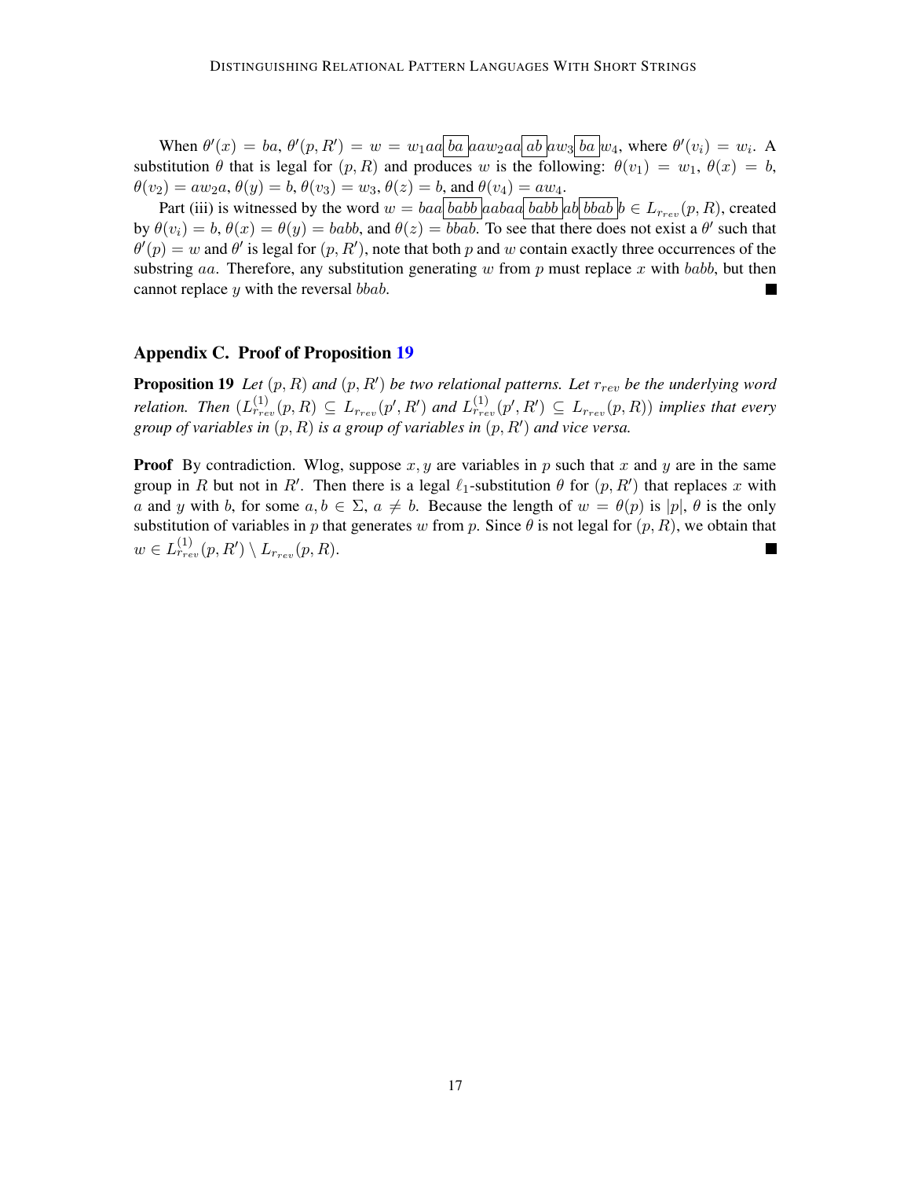When $\theta'(x) = ba$, $\theta'(p, R') = w = w_1 aa \boxed{ba} aaw_2aa \boxed{ab} aw_3 \boxed{ba} w_4$, where $\theta'(v_i) = w_i$. A substitution $\theta$ that is legal for $(p, R)$ and produces $w$ is the following: $\theta(v_1) = w_1$, $\theta(x) = b$, $\theta(v_2) = aw_2a$, $\theta(y) = b$, $\theta(v_3) = w_3$, $\theta(z) = b$, and $\theta(v_4) = aw_4$.

Part (iii) is witnessed by the word $w = baa\boxed{babb}aabaa\boxed{babb}ab\boxed{bbab}b \in L_{r_{rev}}(p, R)$, created by $\theta(v_i) = b$, $\theta(x) = \theta(y) = babb$, and $\theta(z) = bbab$. To see that there does not exist a $\theta'$ such that $\theta'(p) = w$ and $\theta'$ is legal for $(p, R')$, note that both $p$ and $w$ contain exactly three occurrences of the substring $aa$. Therefore, any substitution generating $w$ from $p$ must replace $x$ with $babb$, but then cannot replace $y$ with the reversal $bbab$. ■

## Appendix C. Proof of Proposition 19

**Proposition 19** *Let $(p, R)$ and $(p, R')$ be two relational patterns. Let $r_{rev}$ be the underlying word relation. Then $(L^{(1)}_{r_{rev}}(p, R) \subseteq L_{r_{rev}}(p', R')$ and $L^{(1)}_{r_{rev}}(p', R') \subseteq L_{r_{rev}}(p, R))$ implies that every group of variables in $(p, R)$ is a group of variables in $(p, R')$ and vice versa.*

**Proof** By contradiction. Wlog, suppose $x, y$ are variables in $p$ such that $x$ and $y$ are in the same group in $R$ but not in $R'$. Then there is a legal $\ell_1$-substitution $\theta$ for $(p, R')$ that replaces $x$ with $a$ and $y$ with $b$, for some $a, b \in \Sigma$, $a \neq b$. Because the length of $w = \theta(p)$ is $|p|$, $\theta$ is the only substitution of variables in $p$ that generates $w$ from $p$. Since $\theta$ is not legal for $(p, R)$, we obtain that $w \in L^{(1)}_{r_{rev}}(p, R') \setminus L_{r_{rev}}(p, R)$. ■